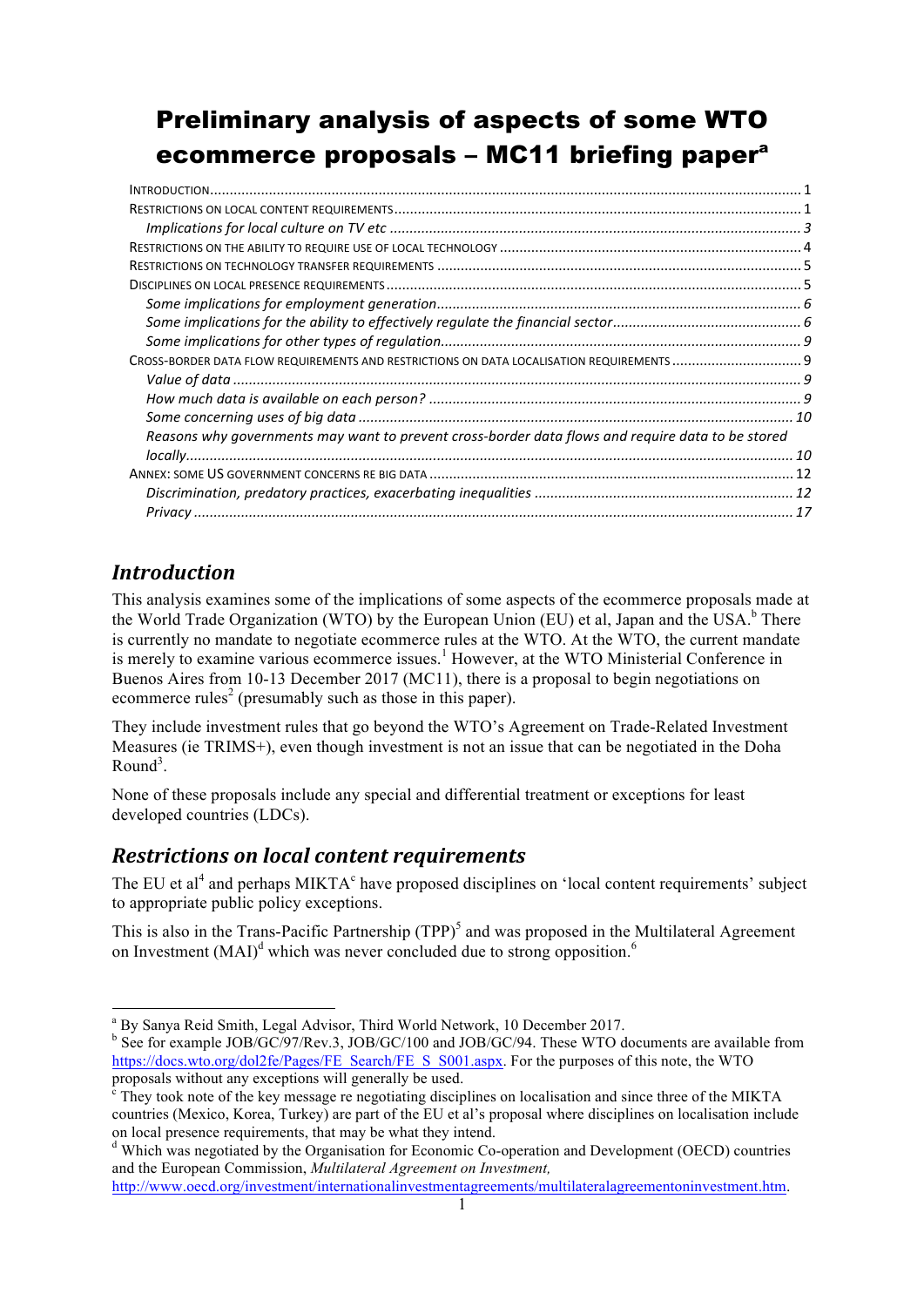# Preliminary analysis of aspects of some WTO ecommerce proposals – MC11 briefing paper[a]

INTRODUCTION ..... 1
RESTRICTIONS ON LOCAL CONTENT REQUIREMENTS ..... 1
*Implications for local culture on TV etc* ..... 3
RESTRICTIONS ON THE ABILITY TO REQUIRE USE OF LOCAL TECHNOLOGY ..... 4
RESTRICTIONS ON TECHNOLOGY TRANSFER REQUIREMENTS ..... 5
DISCIPLINES ON LOCAL PRESENCE REQUIREMENTS ..... 5
*Some implications for employment generation* ..... 6
*Some implications for the ability to effectively regulate the financial sector* ..... 6
*Some implications for other types of regulation* ..... 9
CROSS-BORDER DATA FLOW REQUIREMENTS AND RESTRICTIONS ON DATA LOCALISATION REQUIREMENTS ..... 9
*Value of data* ..... 9
*How much data is available on each person?* ..... 9
*Some concerning uses of big data* ..... 10
*Reasons why governments may want to prevent cross-border data flows and require data to be stored locally* ..... 10
ANNEX: SOME US GOVERNMENT CONCERNS RE BIG DATA ..... 12
*Discrimination, predatory practices, exacerbating inequalities* ..... 12
*Privacy* ..... 17

## *Introduction*

This analysis examines some of the implications of some aspects of the ecommerce proposals made at the World Trade Organization (WTO) by the European Union (EU) et al, Japan and the USA.[b] There is currently no mandate to negotiate ecommerce rules at the WTO. At the WTO, the current mandate is merely to examine various ecommerce issues.[1] However, at the WTO Ministerial Conference in Buenos Aires from 10-13 December 2017 (MC11), there is a proposal to begin negotiations on ecommerce rules[2] (presumably such as those in this paper).

They include investment rules that go beyond the WTO's Agreement on Trade-Related Investment Measures (ie TRIMS+), even though investment is not an issue that can be negotiated in the Doha Round[3].

None of these proposals include any special and differential treatment or exceptions for least developed countries (LDCs).

## *Restrictions on local content requirements*

The EU et al[4] and perhaps MIKTA[c] have proposed disciplines on 'local content requirements' subject to appropriate public policy exceptions.

This is also in the Trans-Pacific Partnership (TPP)[5] and was proposed in the Multilateral Agreement on Investment (MAI)[d] which was never concluded due to strong opposition.[6]

---

[a] By Sanya Reid Smith, Legal Advisor, Third World Network, 10 December 2017.

[b] See for example JOB/GC/97/Rev.3, JOB/GC/100 and JOB/GC/94. These WTO documents are available from https://docs.wto.org/dol2fe/Pages/FE_Search/FE_S_S001.aspx. For the purposes of this note, the WTO proposals without any exceptions will generally be used.

[c] They took note of the key message re negotiating disciplines on localisation and since three of the MIKTA countries (Mexico, Korea, Turkey) are part of the EU et al's proposal where disciplines on localisation include on local presence requirements, that may be what they intend.

[d] Which was negotiated by the Organisation for Economic Co-operation and Development (OECD) countries and the European Commission, *Multilateral Agreement on Investment,* http://www.oecd.org/investment/internationalinvestmentagreements/multilateralagreementoninvestment.htm.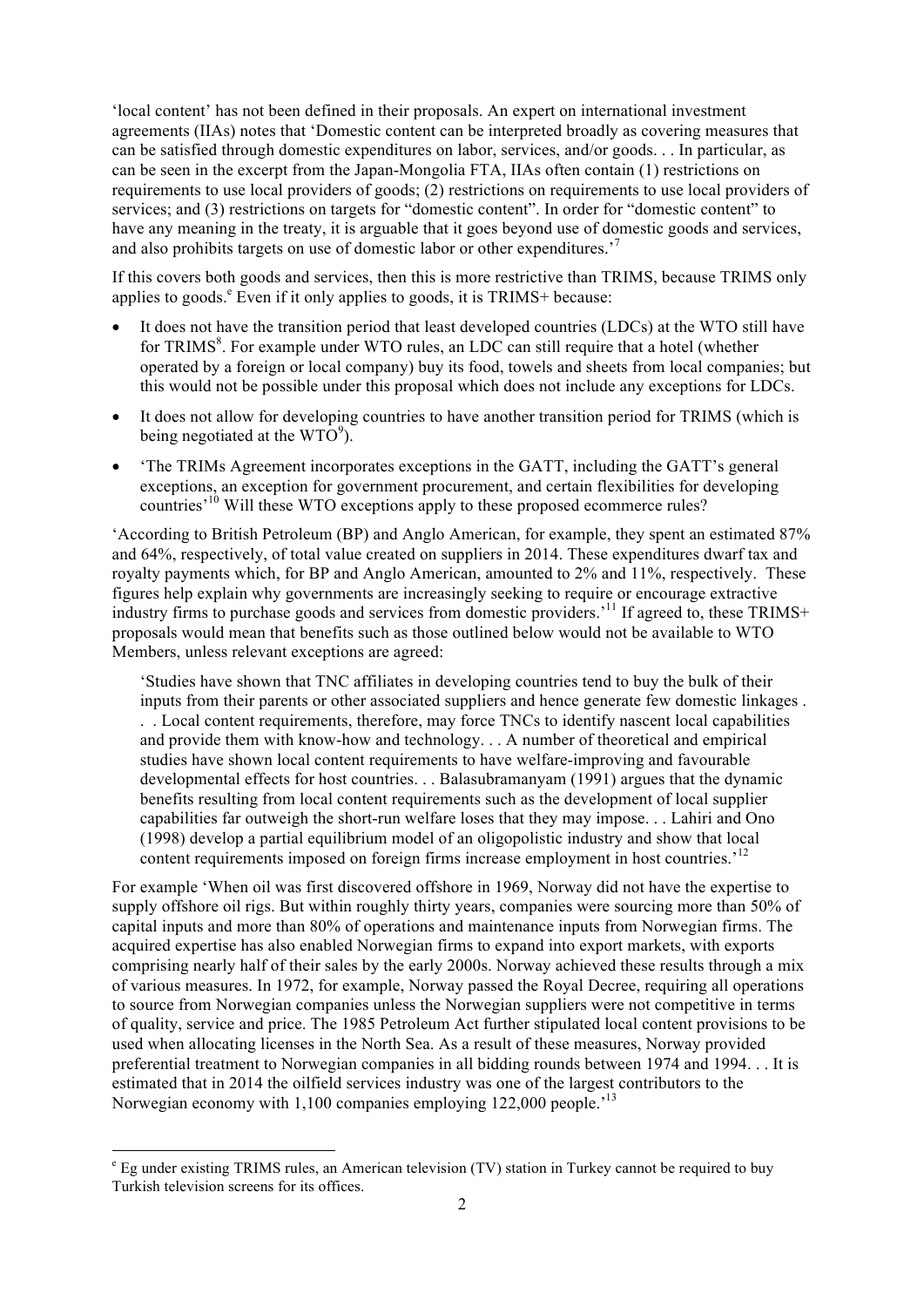'local content' has not been defined in their proposals. An expert on international investment agreements (IIAs) notes that 'Domestic content can be interpreted broadly as covering measures that can be satisfied through domestic expenditures on labor, services, and/or goods. . . In particular, as can be seen in the excerpt from the Japan-Mongolia FTA, IIAs often contain (1) restrictions on requirements to use local providers of goods; (2) restrictions on requirements to use local providers of services; and (3) restrictions on targets for "domestic content". In order for "domestic content" to have any meaning in the treaty, it is arguable that it goes beyond use of domestic goods and services, and also prohibits targets on use of domestic labor or other expenditures.'[7]

If this covers both goods and services, then this is more restrictive than TRIMS, because TRIMS only applies to goods.[e] Even if it only applies to goods, it is TRIMS+ because:

- It does not have the transition period that least developed countries (LDCs) at the WTO still have for TRIMS[8]. For example under WTO rules, an LDC can still require that a hotel (whether operated by a foreign or local company) buy its food, towels and sheets from local companies; but this would not be possible under this proposal which does not include any exceptions for LDCs.
- It does not allow for developing countries to have another transition period for TRIMS (which is being negotiated at the WTO[9]).
- 'The TRIMs Agreement incorporates exceptions in the GATT, including the GATT's general exceptions, an exception for government procurement, and certain flexibilities for developing countries'[10] Will these WTO exceptions apply to these proposed ecommerce rules?

'According to British Petroleum (BP) and Anglo American, for example, they spent an estimated 87% and 64%, respectively, of total value created on suppliers in 2014. These expenditures dwarf tax and royalty payments which, for BP and Anglo American, amounted to 2% and 11%, respectively. These figures help explain why governments are increasingly seeking to require or encourage extractive industry firms to purchase goods and services from domestic providers.'[11] If agreed to, these TRIMS+ proposals would mean that benefits such as those outlined below would not be available to WTO Members, unless relevant exceptions are agreed:

> 'Studies have shown that TNC affiliates in developing countries tend to buy the bulk of their inputs from their parents or other associated suppliers and hence generate few domestic linkages . . . Local content requirements, therefore, may force TNCs to identify nascent local capabilities and provide them with know-how and technology. . . A number of theoretical and empirical studies have shown local content requirements to have welfare-improving and favourable developmental effects for host countries. . . Balasubramanyam (1991) argues that the dynamic benefits resulting from local content requirements such as the development of local supplier capabilities far outweigh the short-run welfare loses that they may impose. . . Lahiri and Ono (1998) develop a partial equilibrium model of an oligopolistic industry and show that local content requirements imposed on foreign firms increase employment in host countries.'[12]

For example 'When oil was first discovered offshore in 1969, Norway did not have the expertise to supply offshore oil rigs. But within roughly thirty years, companies were sourcing more than 50% of capital inputs and more than 80% of operations and maintenance inputs from Norwegian firms. The acquired expertise has also enabled Norwegian firms to expand into export markets, with exports comprising nearly half of their sales by the early 2000s. Norway achieved these results through a mix of various measures. In 1972, for example, Norway passed the Royal Decree, requiring all operations to source from Norwegian companies unless the Norwegian suppliers were not competitive in terms of quality, service and price. The 1985 Petroleum Act further stipulated local content provisions to be used when allocating licenses in the North Sea. As a result of these measures, Norway provided preferential treatment to Norwegian companies in all bidding rounds between 1974 and 1994. . . It is estimated that in 2014 the oilfield services industry was one of the largest contributors to the Norwegian economy with 1,100 companies employing 122,000 people.'[13]

---

[e] Eg under existing TRIMS rules, an American television (TV) station in Turkey cannot be required to buy Turkish television screens for its offices.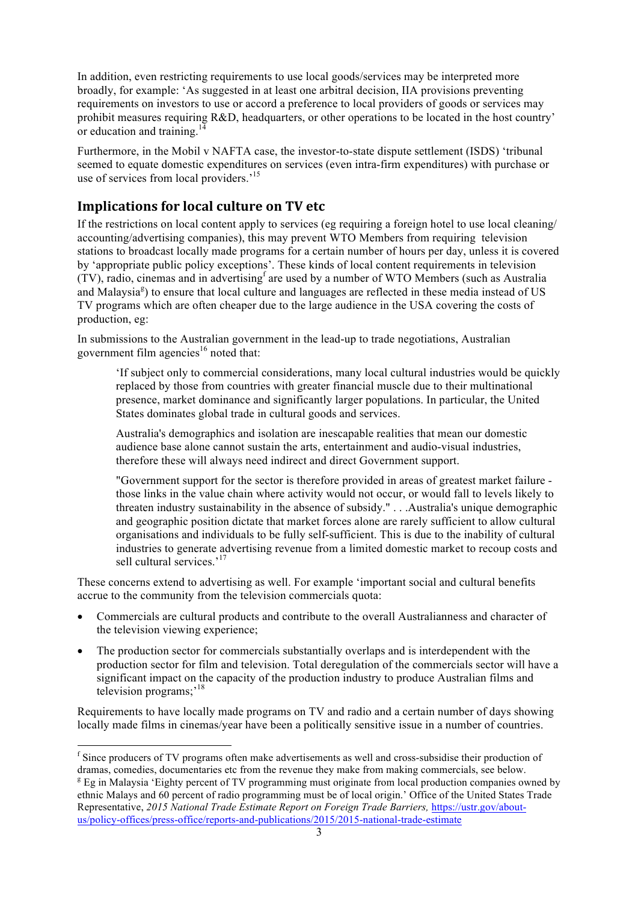In addition, even restricting requirements to use local goods/services may be interpreted more broadly, for example: 'As suggested in at least one arbitral decision, IIA provisions preventing requirements on investors to use or accord a preference to local providers of goods or services may prohibit measures requiring R&D, headquarters, or other operations to be located in the host country' or education and training.[14]

Furthermore, in the Mobil v NAFTA case, the investor-to-state dispute settlement (ISDS) 'tribunal seemed to equate domestic expenditures on services (even intra-firm expenditures) with purchase or use of services from local providers.'[15]

## Implications for local culture on TV etc

If the restrictions on local content apply to services (eg requiring a foreign hotel to use local cleaning/ accounting/advertising companies), this may prevent WTO Members from requiring television stations to broadcast locally made programs for a certain number of hours per day, unless it is covered by 'appropriate public policy exceptions'. These kinds of local content requirements in television (TV), radio, cinemas and in advertising[f] are used by a number of WTO Members (such as Australia and Malaysia[g]) to ensure that local culture and languages are reflected in these media instead of US TV programs which are often cheaper due to the large audience in the USA covering the costs of production, eg:

In submissions to the Australian government in the lead-up to trade negotiations, Australian government film agencies[16] noted that:

> 'If subject only to commercial considerations, many local cultural industries would be quickly replaced by those from countries with greater financial muscle due to their multinational presence, market dominance and significantly larger populations. In particular, the United States dominates global trade in cultural goods and services.
>
> Australia's demographics and isolation are inescapable realities that mean our domestic audience base alone cannot sustain the arts, entertainment and audio-visual industries, therefore these will always need indirect and direct Government support.
>
> "Government support for the sector is therefore provided in areas of greatest market failure - those links in the value chain where activity would not occur, or would fall to levels likely to threaten industry sustainability in the absence of subsidy." . . .Australia's unique demographic and geographic position dictate that market forces alone are rarely sufficient to allow cultural organisations and individuals to be fully self-sufficient. This is due to the inability of cultural industries to generate advertising revenue from a limited domestic market to recoup costs and sell cultural services.'[17]

These concerns extend to advertising as well. For example 'important social and cultural benefits accrue to the community from the television commercials quota:

- Commercials are cultural products and contribute to the overall Australianness and character of the television viewing experience;
- The production sector for commercials substantially overlaps and is interdependent with the production sector for film and television. Total deregulation of the commercials sector will have a significant impact on the capacity of the production industry to produce Australian films and television programs;'[18]

Requirements to have locally made programs on TV and radio and a certain number of days showing locally made films in cinemas/year have been a politically sensitive issue in a number of countries.

---

[f] Since producers of TV programs often make advertisements as well and cross-subsidise their production of dramas, comedies, documentaries etc from the revenue they make from making commercials, see below.

[g] Eg in Malaysia 'Eighty percent of TV programming must originate from local production companies owned by ethnic Malays and 60 percent of radio programming must be of local origin.' Office of the United States Trade Representative, *2015 National Trade Estimate Report on Foreign Trade Barriers,* https://ustr.gov/about-us/policy-offices/press-office/reports-and-publications/2015/2015-national-trade-estimate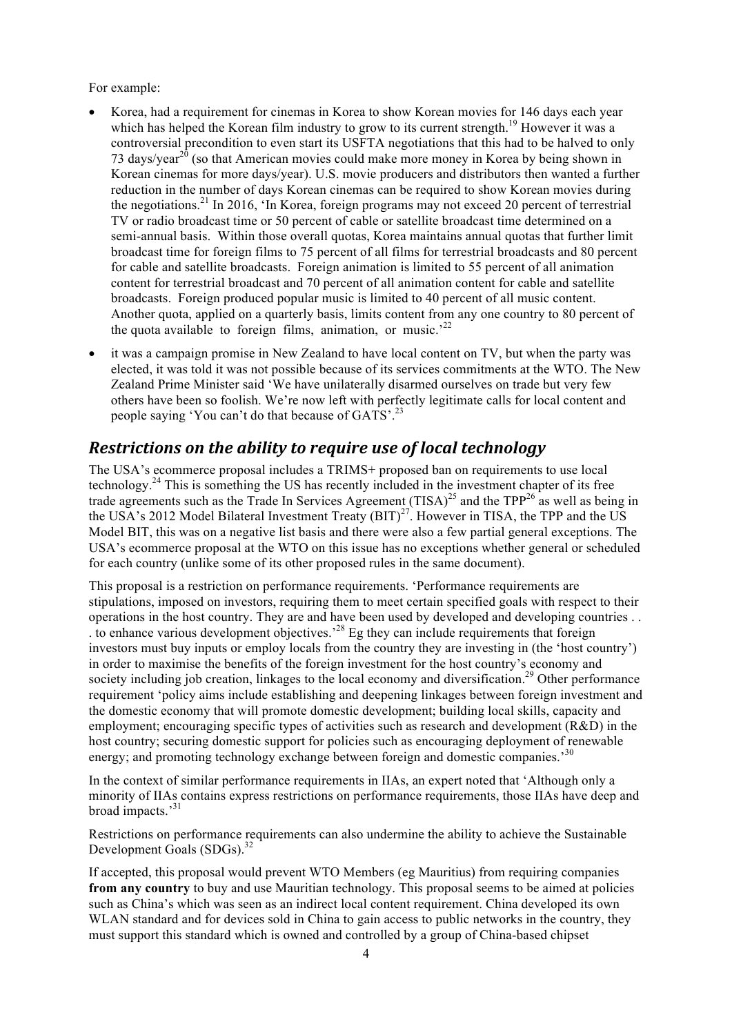For example:

- Korea, had a requirement for cinemas in Korea to show Korean movies for 146 days each year which has helped the Korean film industry to grow to its current strength.[19] However it was a controversial precondition to even start its USFTA negotiations that this had to be halved to only 73 days/year[20] (so that American movies could make more money in Korea by being shown in Korean cinemas for more days/year). U.S. movie producers and distributors then wanted a further reduction in the number of days Korean cinemas can be required to show Korean movies during the negotiations.[21] In 2016, 'In Korea, foreign programs may not exceed 20 percent of terrestrial TV or radio broadcast time or 50 percent of cable or satellite broadcast time determined on a semi-annual basis. Within those overall quotas, Korea maintains annual quotas that further limit broadcast time for foreign films to 75 percent of all films for terrestrial broadcasts and 80 percent for cable and satellite broadcasts. Foreign animation is limited to 55 percent of all animation content for terrestrial broadcast and 70 percent of all animation content for cable and satellite broadcasts. Foreign produced popular music is limited to 40 percent of all music content. Another quota, applied on a quarterly basis, limits content from any one country to 80 percent of the quota available to foreign films, animation, or music.'[22]
- it was a campaign promise in New Zealand to have local content on TV, but when the party was elected, it was told it was not possible because of its services commitments at the WTO. The New Zealand Prime Minister said 'We have unilaterally disarmed ourselves on trade but very few others have been so foolish. We're now left with perfectly legitimate calls for local content and people saying 'You can't do that because of GATS'.[23]

## *Restrictions on the ability to require use of local technology*

The USA's ecommerce proposal includes a TRIMS+ proposed ban on requirements to use local technology.[24] This is something the US has recently included in the investment chapter of its free trade agreements such as the Trade In Services Agreement (TISA)[25] and the TPP[26] as well as being in the USA's 2012 Model Bilateral Investment Treaty (BIT)[27]. However in TISA, the TPP and the US Model BIT, this was on a negative list basis and there were also a few partial general exceptions. The USA's ecommerce proposal at the WTO on this issue has no exceptions whether general or scheduled for each country (unlike some of its other proposed rules in the same document).

This proposal is a restriction on performance requirements. 'Performance requirements are stipulations, imposed on investors, requiring them to meet certain specified goals with respect to their operations in the host country. They are and have been used by developed and developing countries . . . to enhance various development objectives.'[28] Eg they can include requirements that foreign investors must buy inputs or employ locals from the country they are investing in (the 'host country') in order to maximise the benefits of the foreign investment for the host country's economy and society including job creation, linkages to the local economy and diversification.[29] Other performance requirement 'policy aims include establishing and deepening linkages between foreign investment and the domestic economy that will promote domestic development; building local skills, capacity and employment; encouraging specific types of activities such as research and development (R&D) in the host country; securing domestic support for policies such as encouraging deployment of renewable energy; and promoting technology exchange between foreign and domestic companies.'[30]

In the context of similar performance requirements in IIAs, an expert noted that 'Although only a minority of IIAs contains express restrictions on performance requirements, those IIAs have deep and broad impacts.'[31]

Restrictions on performance requirements can also undermine the ability to achieve the Sustainable Development Goals (SDGs).[32]

If accepted, this proposal would prevent WTO Members (eg Mauritius) from requiring companies **from any country** to buy and use Mauritian technology. This proposal seems to be aimed at policies such as China's which was seen as an indirect local content requirement. China developed its own WLAN standard and for devices sold in China to gain access to public networks in the country, they must support this standard which is owned and controlled by a group of China-based chipset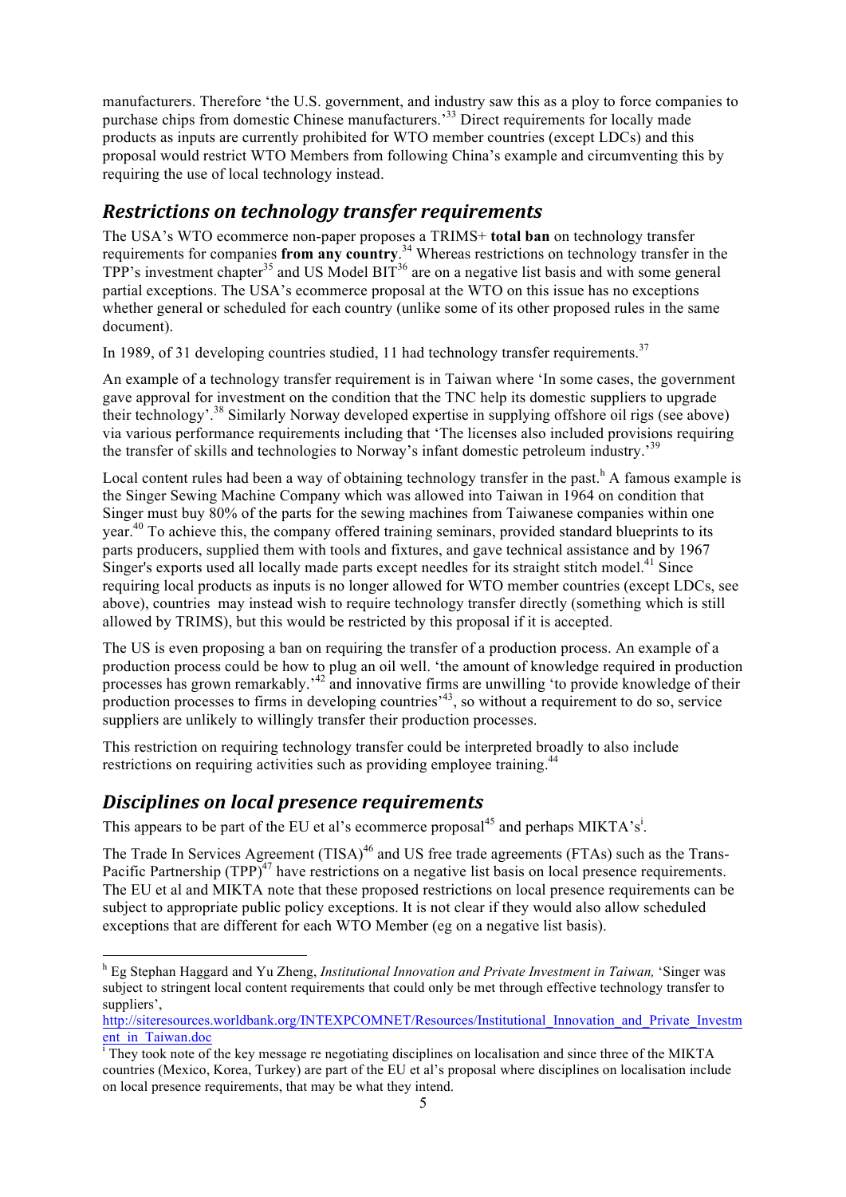manufacturers. Therefore 'the U.S. government, and industry saw this as a ploy to force companies to purchase chips from domestic Chinese manufacturers.'[33] Direct requirements for locally made products as inputs are currently prohibited for WTO member countries (except LDCs) and this proposal would restrict WTO Members from following China's example and circumventing this by requiring the use of local technology instead.

## *Restrictions on technology transfer requirements*

The USA's WTO ecommerce non-paper proposes a TRIMS+ **total ban** on technology transfer requirements for companies **from any country**.[34] Whereas restrictions on technology transfer in the TPP's investment chapter[35] and US Model BIT[36] are on a negative list basis and with some general partial exceptions. The USA's ecommerce proposal at the WTO on this issue has no exceptions whether general or scheduled for each country (unlike some of its other proposed rules in the same document).

In 1989, of 31 developing countries studied, 11 had technology transfer requirements.[37]

An example of a technology transfer requirement is in Taiwan where 'In some cases, the government gave approval for investment on the condition that the TNC help its domestic suppliers to upgrade their technology'.[38] Similarly Norway developed expertise in supplying offshore oil rigs (see above) via various performance requirements including that 'The licenses also included provisions requiring the transfer of skills and technologies to Norway's infant domestic petroleum industry.'[39]

Local content rules had been a way of obtaining technology transfer in the past.[h] A famous example is the Singer Sewing Machine Company which was allowed into Taiwan in 1964 on condition that Singer must buy 80% of the parts for the sewing machines from Taiwanese companies within one year.[40] To achieve this, the company offered training seminars, provided standard blueprints to its parts producers, supplied them with tools and fixtures, and gave technical assistance and by 1967 Singer's exports used all locally made parts except needles for its straight stitch model.[41] Since requiring local products as inputs is no longer allowed for WTO member countries (except LDCs, see above), countries may instead wish to require technology transfer directly (something which is still allowed by TRIMS), but this would be restricted by this proposal if it is accepted.

The US is even proposing a ban on requiring the transfer of a production process. An example of a production process could be how to plug an oil well. 'the amount of knowledge required in production processes has grown remarkably.'[42] and innovative firms are unwilling 'to provide knowledge of their production processes to firms in developing countries'[43], so without a requirement to do so, service suppliers are unlikely to willingly transfer their production processes.

This restriction on requiring technology transfer could be interpreted broadly to also include restrictions on requiring activities such as providing employee training.[44]

## *Disciplines on local presence requirements*

This appears to be part of the EU et al's ecommerce proposal[45] and perhaps MIKTA's[i].

The Trade In Services Agreement (TISA)[46] and US free trade agreements (FTAs) such as the Trans-Pacific Partnership (TPP)[47] have restrictions on a negative list basis on local presence requirements. The EU et al and MIKTA note that these proposed restrictions on local presence requirements can be subject to appropriate public policy exceptions. It is not clear if they would also allow scheduled exceptions that are different for each WTO Member (eg on a negative list basis).

---

[h] Eg Stephan Haggard and Yu Zheng, *Institutional Innovation and Private Investment in Taiwan,* 'Singer was subject to stringent local content requirements that could only be met through effective technology transfer to suppliers', http://siteresources.worldbank.org/INTEXPCOMNET/Resources/Institutional_Innovation_and_Private_Investment_in_Taiwan.doc

[i] They took note of the key message re negotiating disciplines on localisation and since three of the MIKTA countries (Mexico, Korea, Turkey) are part of the EU et al's proposal where disciplines on localisation include on local presence requirements, that may be what they intend.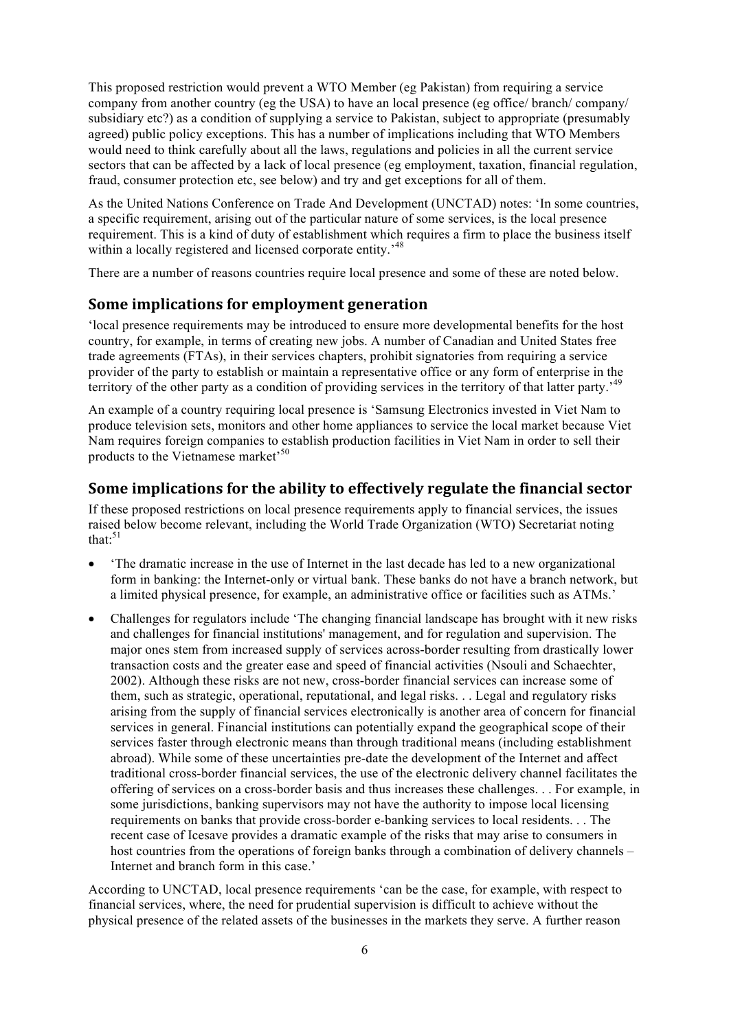This proposed restriction would prevent a WTO Member (eg Pakistan) from requiring a service company from another country (eg the USA) to have an local presence (eg office/ branch/ company/ subsidiary etc?) as a condition of supplying a service to Pakistan, subject to appropriate (presumably agreed) public policy exceptions. This has a number of implications including that WTO Members would need to think carefully about all the laws, regulations and policies in all the current service sectors that can be affected by a lack of local presence (eg employment, taxation, financial regulation, fraud, consumer protection etc, see below) and try and get exceptions for all of them.

As the United Nations Conference on Trade And Development (UNCTAD) notes: 'In some countries, a specific requirement, arising out of the particular nature of some services, is the local presence requirement. This is a kind of duty of establishment which requires a firm to place the business itself within a locally registered and licensed corporate entity.'[48]

There are a number of reasons countries require local presence and some of these are noted below.

## Some implications for employment generation

'local presence requirements may be introduced to ensure more developmental benefits for the host country, for example, in terms of creating new jobs. A number of Canadian and United States free trade agreements (FTAs), in their services chapters, prohibit signatories from requiring a service provider of the party to establish or maintain a representative office or any form of enterprise in the territory of the other party as a condition of providing services in the territory of that latter party.'[49]

An example of a country requiring local presence is 'Samsung Electronics invested in Viet Nam to produce television sets, monitors and other home appliances to service the local market because Viet Nam requires foreign companies to establish production facilities in Viet Nam in order to sell their products to the Vietnamese market'[50]

## Some implications for the ability to effectively regulate the financial sector

If these proposed restrictions on local presence requirements apply to financial services, the issues raised below become relevant, including the World Trade Organization (WTO) Secretariat noting that:[51]

- 'The dramatic increase in the use of Internet in the last decade has led to a new organizational form in banking: the Internet-only or virtual bank. These banks do not have a branch network, but a limited physical presence, for example, an administrative office or facilities such as ATMs.'
- Challenges for regulators include 'The changing financial landscape has brought with it new risks and challenges for financial institutions' management, and for regulation and supervision. The major ones stem from increased supply of services across-border resulting from drastically lower transaction costs and the greater ease and speed of financial activities (Nsouli and Schaechter, 2002). Although these risks are not new, cross-border financial services can increase some of them, such as strategic, operational, reputational, and legal risks. . . Legal and regulatory risks arising from the supply of financial services electronically is another area of concern for financial services in general. Financial institutions can potentially expand the geographical scope of their services faster through electronic means than through traditional means (including establishment abroad). While some of these uncertainties pre-date the development of the Internet and affect traditional cross-border financial services, the use of the electronic delivery channel facilitates the offering of services on a cross-border basis and thus increases these challenges. . . For example, in some jurisdictions, banking supervisors may not have the authority to impose local licensing requirements on banks that provide cross-border e-banking services to local residents. . . The recent case of Icesave provides a dramatic example of the risks that may arise to consumers in host countries from the operations of foreign banks through a combination of delivery channels – Internet and branch form in this case.'

According to UNCTAD, local presence requirements 'can be the case, for example, with respect to financial services, where, the need for prudential supervision is difficult to achieve without the physical presence of the related assets of the businesses in the markets they serve. A further reason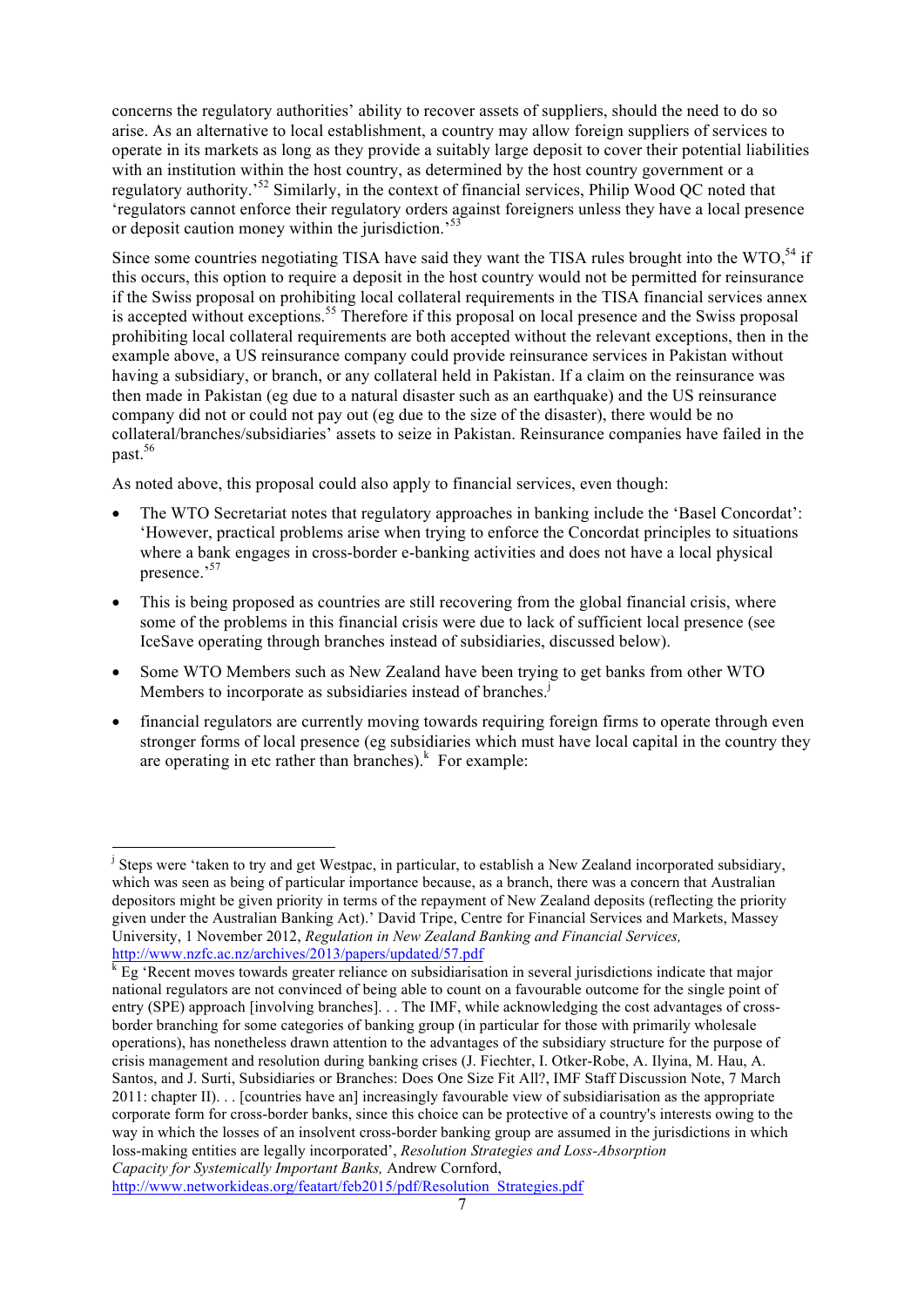concerns the regulatory authorities' ability to recover assets of suppliers, should the need to do so arise. As an alternative to local establishment, a country may allow foreign suppliers of services to operate in its markets as long as they provide a suitably large deposit to cover their potential liabilities with an institution within the host country, as determined by the host country government or a regulatory authority.'[52] Similarly, in the context of financial services, Philip Wood QC noted that 'regulators cannot enforce their regulatory orders against foreigners unless they have a local presence or deposit caution money within the jurisdiction.'[53]

Since some countries negotiating TISA have said they want the TISA rules brought into the WTO,[54] if this occurs, this option to require a deposit in the host country would not be permitted for reinsurance if the Swiss proposal on prohibiting local collateral requirements in the TISA financial services annex is accepted without exceptions.[55] Therefore if this proposal on local presence and the Swiss proposal prohibiting local collateral requirements are both accepted without the relevant exceptions, then in the example above, a US reinsurance company could provide reinsurance services in Pakistan without having a subsidiary, or branch, or any collateral held in Pakistan. If a claim on the reinsurance was then made in Pakistan (eg due to a natural disaster such as an earthquake) and the US reinsurance company did not or could not pay out (eg due to the size of the disaster), there would be no collateral/branches/subsidiaries' assets to seize in Pakistan. Reinsurance companies have failed in the past.[56]

As noted above, this proposal could also apply to financial services, even though:

- The WTO Secretariat notes that regulatory approaches in banking include the 'Basel Concordat': 'However, practical problems arise when trying to enforce the Concordat principles to situations where a bank engages in cross-border e-banking activities and does not have a local physical presence.'[57]
- This is being proposed as countries are still recovering from the global financial crisis, where some of the problems in this financial crisis were due to lack of sufficient local presence (see IceSave operating through branches instead of subsidiaries, discussed below).
- Some WTO Members such as New Zealand have been trying to get banks from other WTO Members to incorporate as subsidiaries instead of branches.[j]
- financial regulators are currently moving towards requiring foreign firms to operate through even stronger forms of local presence (eg subsidiaries which must have local capital in the country they are operating in etc rather than branches).[k] For example:

---

[j] Steps were 'taken to try and get Westpac, in particular, to establish a New Zealand incorporated subsidiary, which was seen as being of particular importance because, as a branch, there was a concern that Australian depositors might be given priority in terms of the repayment of New Zealand deposits (reflecting the priority given under the Australian Banking Act).' David Tripe, Centre for Financial Services and Markets, Massey University, 1 November 2012, *Regulation in New Zealand Banking and Financial Services,* http://www.nzfc.ac.nz/archives/2013/papers/updated/57.pdf

[k] Eg 'Recent moves towards greater reliance on subsidiarisation in several jurisdictions indicate that major national regulators are not convinced of being able to count on a favourable outcome for the single point of entry (SPE) approach [involving branches]. . . The IMF, while acknowledging the cost advantages of cross-border branching for some categories of banking group (in particular for those with primarily wholesale operations), has nonetheless drawn attention to the advantages of the subsidiary structure for the purpose of crisis management and resolution during banking crises (J. Fiechter, I. Otker-Robe, A. Ilyina, M. Hau, A. Santos, and J. Surti, Subsidiaries or Branches: Does One Size Fit All?, IMF Staff Discussion Note, 7 March 2011: chapter II). . . [countries have an] increasingly favourable view of subsidiarisation as the appropriate corporate form for cross-border banks, since this choice can be protective of a country's interests owing to the way in which the losses of an insolvent cross-border banking group are assumed in the jurisdictions in which loss-making entities are legally incorporated', *Resolution Strategies and Loss-Absorption Capacity for Systemically Important Banks,* Andrew Cornford, http://www.networkideas.org/featart/feb2015/pdf/Resolution_Strategies.pdf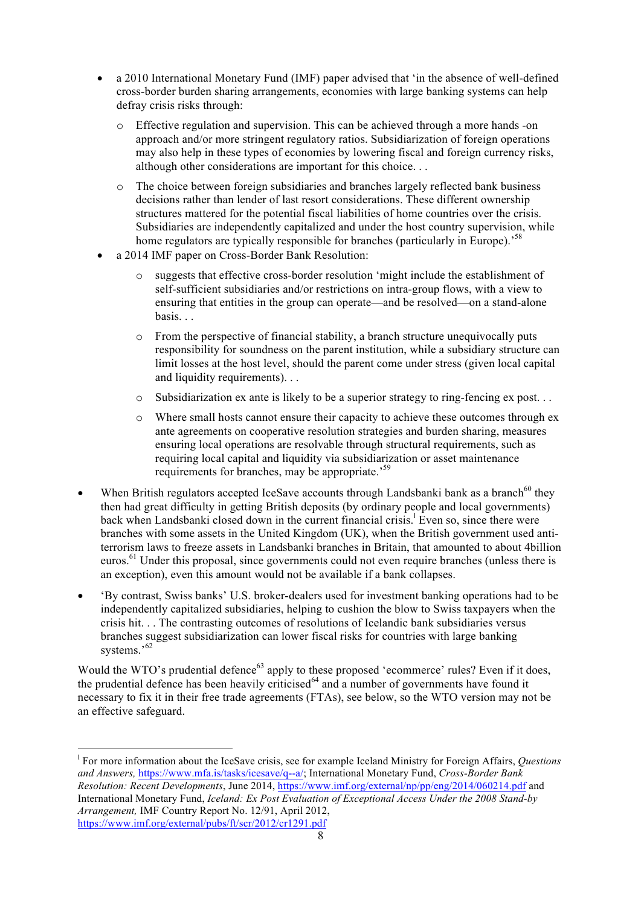- a 2010 International Monetary Fund (IMF) paper advised that 'in the absence of well-defined cross-border burden sharing arrangements, economies with large banking systems can help defray crisis risks through:
  - Effective regulation and supervision. This can be achieved through a more hands -on approach and/or more stringent regulatory ratios. Subsidiarization of foreign operations may also help in these types of economies by lowering fiscal and foreign currency risks, although other considerations are important for this choice. . .
  - The choice between foreign subsidiaries and branches largely reflected bank business decisions rather than lender of last resort considerations. These different ownership structures mattered for the potential fiscal liabilities of home countries over the crisis. Subsidiaries are independently capitalized and under the host country supervision, while home regulators are typically responsible for branches (particularly in Europe).'[58]
- a 2014 IMF paper on Cross-Border Bank Resolution:
  - suggests that effective cross-border resolution 'might include the establishment of self-sufficient subsidiaries and/or restrictions on intra-group flows, with a view to ensuring that entities in the group can operate—and be resolved—on a stand-alone basis. . .
  - From the perspective of financial stability, a branch structure unequivocally puts responsibility for soundness on the parent institution, while a subsidiary structure can limit losses at the host level, should the parent come under stress (given local capital and liquidity requirements). . .
  - Subsidiarization ex ante is likely to be a superior strategy to ring-fencing ex post. . .
  - Where small hosts cannot ensure their capacity to achieve these outcomes through ex ante agreements on cooperative resolution strategies and burden sharing, measures ensuring local operations are resolvable through structural requirements, such as requiring local capital and liquidity via subsidiarization or asset maintenance requirements for branches, may be appropriate.'[59]

- When British regulators accepted IceSave accounts through Landsbanki bank as a branch[60] they then had great difficulty in getting British deposits (by ordinary people and local governments) back when Landsbanki closed down in the current financial crisis.[1] Even so, since there were branches with some assets in the United Kingdom (UK), when the British government used anti-terrorism laws to freeze assets in Landsbanki branches in Britain, that amounted to about 4billion euros.[61] Under this proposal, since governments could not even require branches (unless there is an exception), even this amount would not be available if a bank collapses.

- 'By contrast, Swiss banks' U.S. broker-dealers used for investment banking operations had to be independently capitalized subsidiaries, helping to cushion the blow to Swiss taxpayers when the crisis hit. . . The contrasting outcomes of resolutions of Icelandic bank subsidiaries versus branches suggest subsidiarization can lower fiscal risks for countries with large banking systems.'[62]

Would the WTO's prudential defence[63] apply to these proposed 'ecommerce' rules? Even if it does, the prudential defence has been heavily criticised[64] and a number of governments have found it necessary to fix it in their free trade agreements (FTAs), see below, so the WTO version may not be an effective safeguard.

---

[1] For more information about the IceSave crisis, see for example Iceland Ministry for Foreign Affairs, *Questions and Answers,* https://www.mfa.is/tasks/icesave/q--a/; International Monetary Fund, *Cross-Border Bank Resolution: Recent Developments*, June 2014, https://www.imf.org/external/np/pp/eng/2014/060214.pdf and International Monetary Fund, *Iceland: Ex Post Evaluation of Exceptional Access Under the 2008 Stand-by Arrangement,* IMF Country Report No. 12/91, April 2012, https://www.imf.org/external/pubs/ft/scr/2012/cr1291.pdf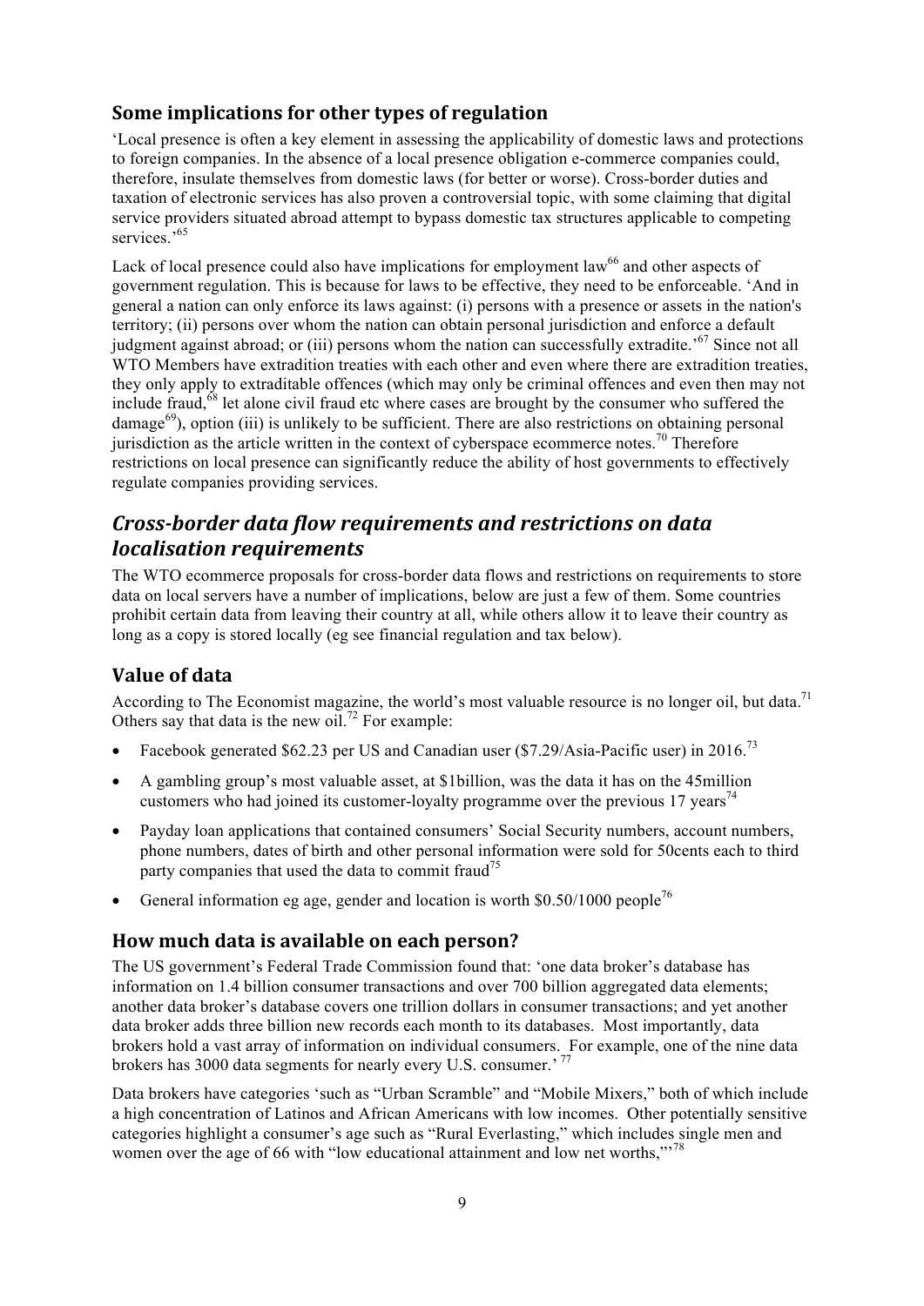### Some implications for other types of regulation

'Local presence is often a key element in assessing the applicability of domestic laws and protections to foreign companies. In the absence of a local presence obligation e-commerce companies could, therefore, insulate themselves from domestic laws (for better or worse). Cross-border duties and taxation of electronic services has also proven a controversial topic, with some claiming that digital service providers situated abroad attempt to bypass domestic tax structures applicable to competing services.'[65]

Lack of local presence could also have implications for employment law[66] and other aspects of government regulation. This is because for laws to be effective, they need to be enforceable. 'And in general a nation can only enforce its laws against: (i) persons with a presence or assets in the nation's territory; (ii) persons over whom the nation can obtain personal jurisdiction and enforce a default judgment against abroad; or (iii) persons whom the nation can successfully extradite.'[67] Since not all WTO Members have extradition treaties with each other and even where there are extradition treaties, they only apply to extraditable offences (which may only be criminal offences and even then may not include fraud,[68] let alone civil fraud etc where cases are brought by the consumer who suffered the damage[69]), option (iii) is unlikely to be sufficient. There are also restrictions on obtaining personal jurisdiction as the article written in the context of cyberspace ecommerce notes.[70] Therefore restrictions on local presence can significantly reduce the ability of host governments to effectively regulate companies providing services.

## *Cross-border data flow requirements and restrictions on data localisation requirements*

The WTO ecommerce proposals for cross-border data flows and restrictions on requirements to store data on local servers have a number of implications, below are just a few of them. Some countries prohibit certain data from leaving their country at all, while others allow it to leave their country as long as a copy is stored locally (eg see financial regulation and tax below).

### Value of data

According to The Economist magazine, the world's most valuable resource is no longer oil, but data.[71] Others say that data is the new oil.[72] For example:

- Facebook generated $62.23 per US and Canadian user ($7.29/Asia-Pacific user) in 2016.[73]
- A gambling group's most valuable asset, at $1billion, was the data it has on the 45million customers who had joined its customer-loyalty programme over the previous 17 years[74]
- Payday loan applications that contained consumers' Social Security numbers, account numbers, phone numbers, dates of birth and other personal information were sold for 50cents each to third party companies that used the data to commit fraud[75]
- General information eg age, gender and location is worth $0.50/1000 people[76]

### How much data is available on each person?

The US government's Federal Trade Commission found that: 'one data broker's database has information on 1.4 billion consumer transactions and over 700 billion aggregated data elements; another data broker's database covers one trillion dollars in consumer transactions; and yet another data broker adds three billion new records each month to its databases. Most importantly, data brokers hold a vast array of information on individual consumers. For example, one of the nine data brokers has 3000 data segments for nearly every U.S. consumer.' [77]

Data brokers have categories 'such as "Urban Scramble" and "Mobile Mixers," both of which include a high concentration of Latinos and African Americans with low incomes. Other potentially sensitive categories highlight a consumer's age such as "Rural Everlasting," which includes single men and women over the age of 66 with "low educational attainment and low net worths,"'[78]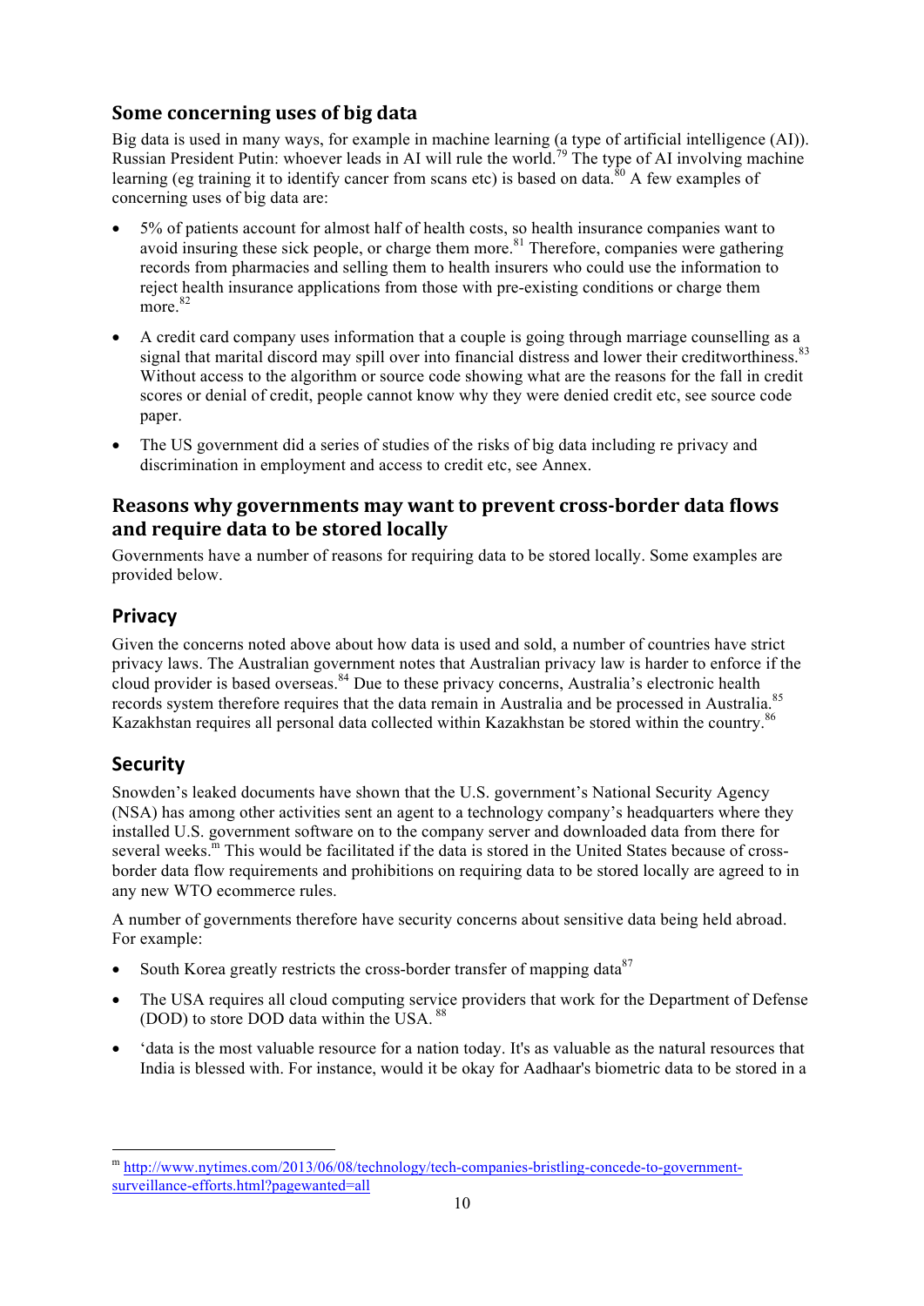## Some concerning uses of big data

Big data is used in many ways, for example in machine learning (a type of artificial intelligence (AI)). Russian President Putin: whoever leads in AI will rule the world.[79] The type of AI involving machine learning (eg training it to identify cancer from scans etc) is based on data.[80] A few examples of concerning uses of big data are:

- 5% of patients account for almost half of health costs, so health insurance companies want to avoid insuring these sick people, or charge them more.[81] Therefore, companies were gathering records from pharmacies and selling them to health insurers who could use the information to reject health insurance applications from those with pre-existing conditions or charge them more.[82]
- A credit card company uses information that a couple is going through marriage counselling as a signal that marital discord may spill over into financial distress and lower their creditworthiness.[83] Without access to the algorithm or source code showing what are the reasons for the fall in credit scores or denial of credit, people cannot know why they were denied credit etc, see source code paper.
- The US government did a series of studies of the risks of big data including re privacy and discrimination in employment and access to credit etc, see Annex.

## Reasons why governments may want to prevent cross-border data flows and require data to be stored locally

Governments have a number of reasons for requiring data to be stored locally. Some examples are provided below.

### Privacy

Given the concerns noted above about how data is used and sold, a number of countries have strict privacy laws. The Australian government notes that Australian privacy law is harder to enforce if the cloud provider is based overseas.[84] Due to these privacy concerns, Australia's electronic health records system therefore requires that the data remain in Australia and be processed in Australia.[85] Kazakhstan requires all personal data collected within Kazakhstan be stored within the country.[86]

### Security

Snowden's leaked documents have shown that the U.S. government's National Security Agency (NSA) has among other activities sent an agent to a technology company's headquarters where they installed U.S. government software on to the company server and downloaded data from there for several weeks.[m] This would be facilitated if the data is stored in the United States because of cross-border data flow requirements and prohibitions on requiring data to be stored locally are agreed to in any new WTO ecommerce rules.

A number of governments therefore have security concerns about sensitive data being held abroad. For example:

- South Korea greatly restricts the cross-border transfer of mapping data[87]
- The USA requires all cloud computing service providers that work for the Department of Defense (DOD) to store DOD data within the USA. [88]
- 'data is the most valuable resource for a nation today. It's as valuable as the natural resources that India is blessed with. For instance, would it be okay for Aadhaar's biometric data to be stored in a

---

[m] http://www.nytimes.com/2013/06/08/technology/tech-companies-bristling-concede-to-government-surveillance-efforts.html?pagewanted=all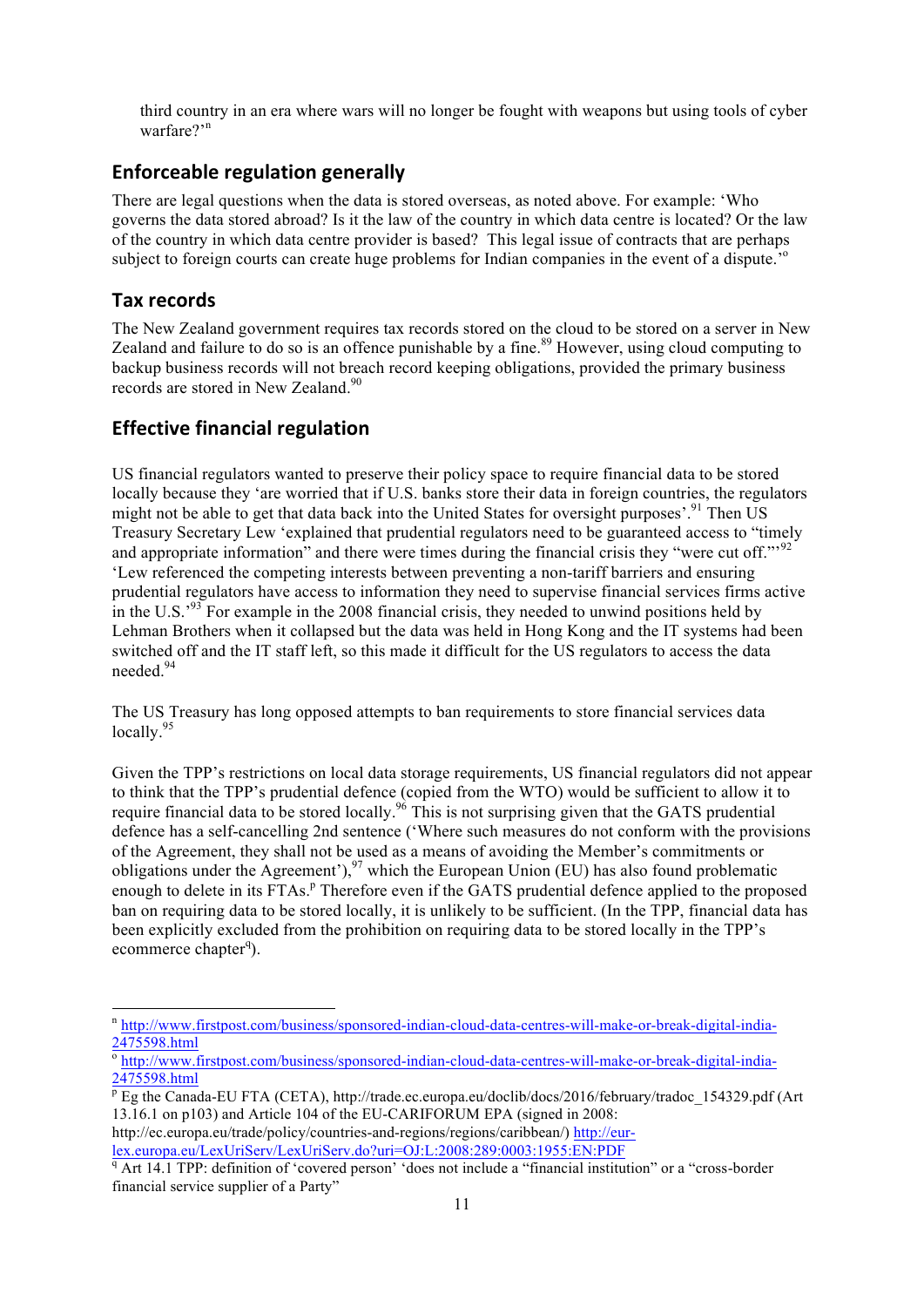third country in an era where wars will no longer be fought with weapons but using tools of cyber warfare?'[n]

## Enforceable regulation generally

There are legal questions when the data is stored overseas, as noted above. For example: 'Who governs the data stored abroad? Is it the law of the country in which data centre is located? Or the law of the country in which data centre provider is based? This legal issue of contracts that are perhaps subject to foreign courts can create huge problems for Indian companies in the event of a dispute.'[o]

## Tax records

The New Zealand government requires tax records stored on the cloud to be stored on a server in New Zealand and failure to do so is an offence punishable by a fine.[89] However, using cloud computing to backup business records will not breach record keeping obligations, provided the primary business records are stored in New Zealand.[90]

## Effective financial regulation

US financial regulators wanted to preserve their policy space to require financial data to be stored locally because they 'are worried that if U.S. banks store their data in foreign countries, the regulators might not be able to get that data back into the United States for oversight purposes'.[91] Then US Treasury Secretary Lew 'explained that prudential regulators need to be guaranteed access to "timely and appropriate information" and there were times during the financial crisis they "were cut off."'[92] 'Lew referenced the competing interests between preventing a non-tariff barriers and ensuring prudential regulators have access to information they need to supervise financial services firms active in the U.S.'[93] For example in the 2008 financial crisis, they needed to unwind positions held by Lehman Brothers when it collapsed but the data was held in Hong Kong and the IT systems had been switched off and the IT staff left, so this made it difficult for the US regulators to access the data needed.[94]

The US Treasury has long opposed attempts to ban requirements to store financial services data locally.[95]

Given the TPP's restrictions on local data storage requirements, US financial regulators did not appear to think that the TPP's prudential defence (copied from the WTO) would be sufficient to allow it to require financial data to be stored locally.[96] This is not surprising given that the GATS prudential defence has a self-cancelling 2nd sentence ('Where such measures do not conform with the provisions of the Agreement, they shall not be used as a means of avoiding the Member's commitments or obligations under the Agreement'),[97] which the European Union (EU) has also found problematic enough to delete in its FTAs.[p] Therefore even if the GATS prudential defence applied to the proposed ban on requiring data to be stored locally, it is unlikely to be sufficient. (In the TPP, financial data has been explicitly excluded from the prohibition on requiring data to be stored locally in the TPP's ecommerce chapter[q]).

---

[n] http://www.firstpost.com/business/sponsored-indian-cloud-data-centres-will-make-or-break-digital-india-2475598.html

[o] http://www.firstpost.com/business/sponsored-indian-cloud-data-centres-will-make-or-break-digital-india-2475598.html

[p] Eg the Canada-EU FTA (CETA), http://trade.ec.europa.eu/doclib/docs/2016/february/tradoc_154329.pdf (Art 13.16.1 on p103) and Article 104 of the EU-CARIFORUM EPA (signed in 2008: http://ec.europa.eu/trade/policy/countries-and-regions/regions/caribbean/) http://eur-lex.europa.eu/LexUriServ/LexUriServ.do?uri=OJ:L:2008:289:0003:1955:EN:PDF

[q] Art 14.1 TPP: definition of 'covered person' 'does not include a "financial institution" or a "cross-border financial service supplier of a Party"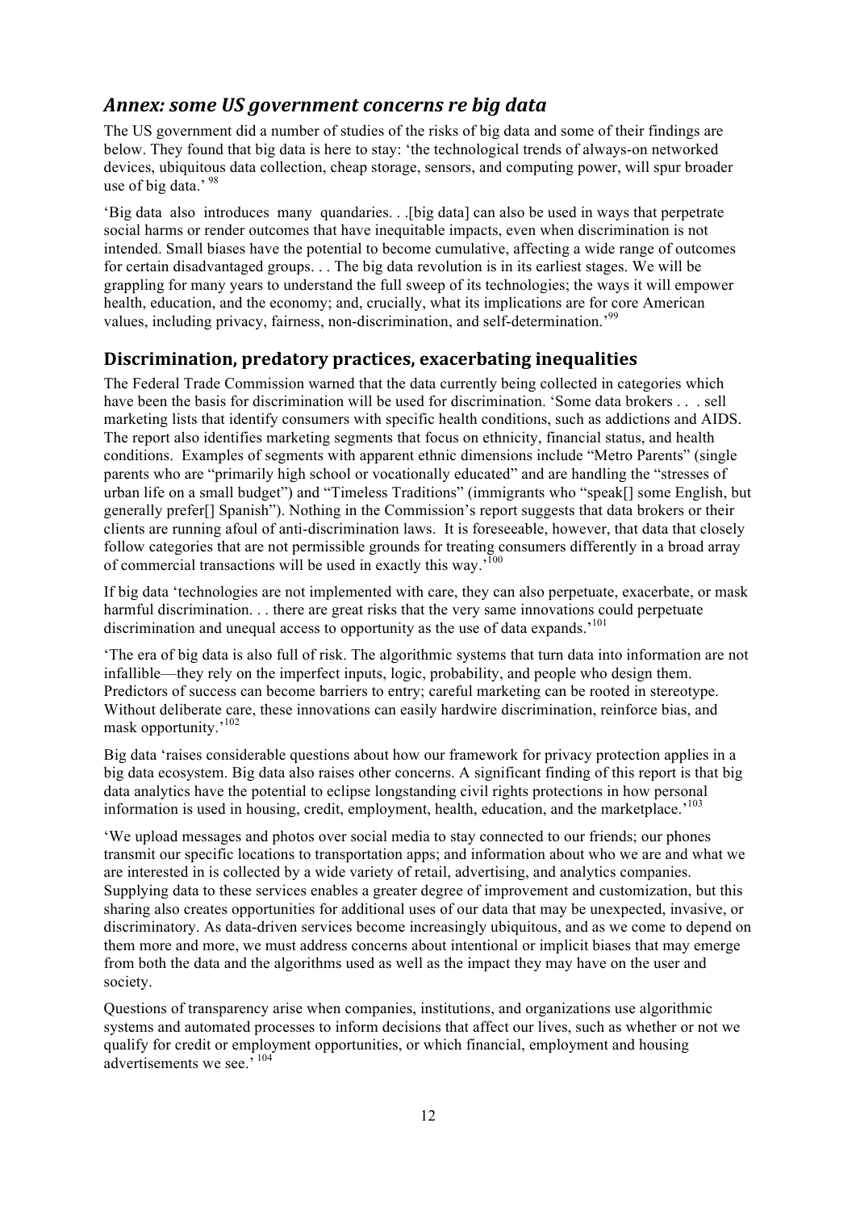## *Annex: some US government concerns re big data*

The US government did a number of studies of the risks of big data and some of their findings are below. They found that big data is here to stay: 'the technological trends of always-on networked devices, ubiquitous data collection, cheap storage, sensors, and computing power, will spur broader use of big data.' [98]

'Big data also introduces many quandaries. . .[big data] can also be used in ways that perpetrate social harms or render outcomes that have inequitable impacts, even when discrimination is not intended. Small biases have the potential to become cumulative, affecting a wide range of outcomes for certain disadvantaged groups. . . The big data revolution is in its earliest stages. We will be grappling for many years to understand the full sweep of its technologies; the ways it will empower health, education, and the economy; and, crucially, what its implications are for core American values, including privacy, fairness, non-discrimination, and self-determination.'[99]

## Discrimination, predatory practices, exacerbating inequalities

The Federal Trade Commission warned that the data currently being collected in categories which have been the basis for discrimination will be used for discrimination. 'Some data brokers . . . sell marketing lists that identify consumers with specific health conditions, such as addictions and AIDS. The report also identifies marketing segments that focus on ethnicity, financial status, and health conditions. Examples of segments with apparent ethnic dimensions include "Metro Parents" (single parents who are "primarily high school or vocationally educated" and are handling the "stresses of urban life on a small budget") and "Timeless Traditions" (immigrants who "speak[] some English, but generally prefer[] Spanish"). Nothing in the Commission's report suggests that data brokers or their clients are running afoul of anti-discrimination laws. It is foreseeable, however, that data that closely follow categories that are not permissible grounds for treating consumers differently in a broad array of commercial transactions will be used in exactly this way.'[100]

If big data 'technologies are not implemented with care, they can also perpetuate, exacerbate, or mask harmful discrimination. . . there are great risks that the very same innovations could perpetuate discrimination and unequal access to opportunity as the use of data expands.'[101]

'The era of big data is also full of risk. The algorithmic systems that turn data into information are not infallible—they rely on the imperfect inputs, logic, probability, and people who design them. Predictors of success can become barriers to entry; careful marketing can be rooted in stereotype. Without deliberate care, these innovations can easily hardwire discrimination, reinforce bias, and mask opportunity.'[102]

Big data 'raises considerable questions about how our framework for privacy protection applies in a big data ecosystem. Big data also raises other concerns. A significant finding of this report is that big data analytics have the potential to eclipse longstanding civil rights protections in how personal information is used in housing, credit, employment, health, education, and the marketplace.'[103]

'We upload messages and photos over social media to stay connected to our friends; our phones transmit our specific locations to transportation apps; and information about who we are and what we are interested in is collected by a wide variety of retail, advertising, and analytics companies. Supplying data to these services enables a greater degree of improvement and customization, but this sharing also creates opportunities for additional uses of our data that may be unexpected, invasive, or discriminatory. As data-driven services become increasingly ubiquitous, and as we come to depend on them more and more, we must address concerns about intentional or implicit biases that may emerge from both the data and the algorithms used as well as the impact they may have on the user and society.

Questions of transparency arise when companies, institutions, and organizations use algorithmic systems and automated processes to inform decisions that affect our lives, such as whether or not we qualify for credit or employment opportunities, or which financial, employment and housing advertisements we see.' [104]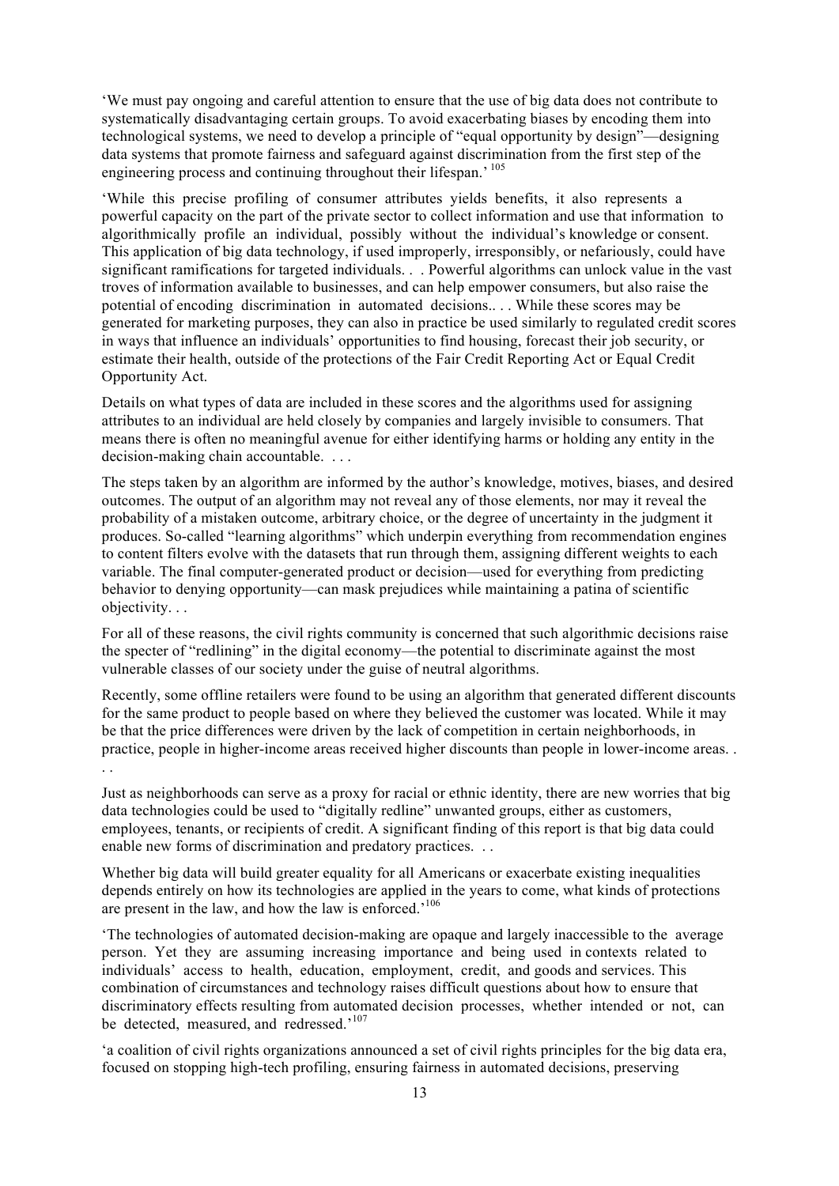'We must pay ongoing and careful attention to ensure that the use of big data does not contribute to systematically disadvantaging certain groups. To avoid exacerbating biases by encoding them into technological systems, we need to develop a principle of "equal opportunity by design"—designing data systems that promote fairness and safeguard against discrimination from the first step of the engineering process and continuing throughout their lifespan.' [105]

'While this precise profiling of consumer attributes yields benefits, it also represents a powerful capacity on the part of the private sector to collect information and use that information to algorithmically profile an individual, possibly without the individual's knowledge or consent. This application of big data technology, if used improperly, irresponsibly, or nefariously, could have significant ramifications for targeted individuals. . . Powerful algorithms can unlock value in the vast troves of information available to businesses, and can help empower consumers, but also raise the potential of encoding discrimination in automated decisions.. . . While these scores may be generated for marketing purposes, they can also in practice be used similarly to regulated credit scores in ways that influence an individuals' opportunities to find housing, forecast their job security, or estimate their health, outside of the protections of the Fair Credit Reporting Act or Equal Credit Opportunity Act.

Details on what types of data are included in these scores and the algorithms used for assigning attributes to an individual are held closely by companies and largely invisible to consumers. That means there is often no meaningful avenue for either identifying harms or holding any entity in the decision-making chain accountable. . . .

The steps taken by an algorithm are informed by the author's knowledge, motives, biases, and desired outcomes. The output of an algorithm may not reveal any of those elements, nor may it reveal the probability of a mistaken outcome, arbitrary choice, or the degree of uncertainty in the judgment it produces. So-called "learning algorithms" which underpin everything from recommendation engines to content filters evolve with the datasets that run through them, assigning different weights to each variable. The final computer-generated product or decision—used for everything from predicting behavior to denying opportunity—can mask prejudices while maintaining a patina of scientific objectivity. . .

For all of these reasons, the civil rights community is concerned that such algorithmic decisions raise the specter of "redlining" in the digital economy—the potential to discriminate against the most vulnerable classes of our society under the guise of neutral algorithms.

Recently, some offline retailers were found to be using an algorithm that generated different discounts for the same product to people based on where they believed the customer was located. While it may be that the price differences were driven by the lack of competition in certain neighborhoods, in practice, people in higher-income areas received higher discounts than people in lower-income areas. . . .

Just as neighborhoods can serve as a proxy for racial or ethnic identity, there are new worries that big data technologies could be used to "digitally redline" unwanted groups, either as customers, employees, tenants, or recipients of credit. A significant finding of this report is that big data could enable new forms of discrimination and predatory practices. . .

Whether big data will build greater equality for all Americans or exacerbate existing inequalities depends entirely on how its technologies are applied in the years to come, what kinds of protections are present in the law, and how the law is enforced.'[106]

'The technologies of automated decision-making are opaque and largely inaccessible to the average person. Yet they are assuming increasing importance and being used in contexts related to individuals' access to health, education, employment, credit, and goods and services. This combination of circumstances and technology raises difficult questions about how to ensure that discriminatory effects resulting from automated decision processes, whether intended or not, can be detected, measured, and redressed.'[107]

'a coalition of civil rights organizations announced a set of civil rights principles for the big data era, focused on stopping high-tech profiling, ensuring fairness in automated decisions, preserving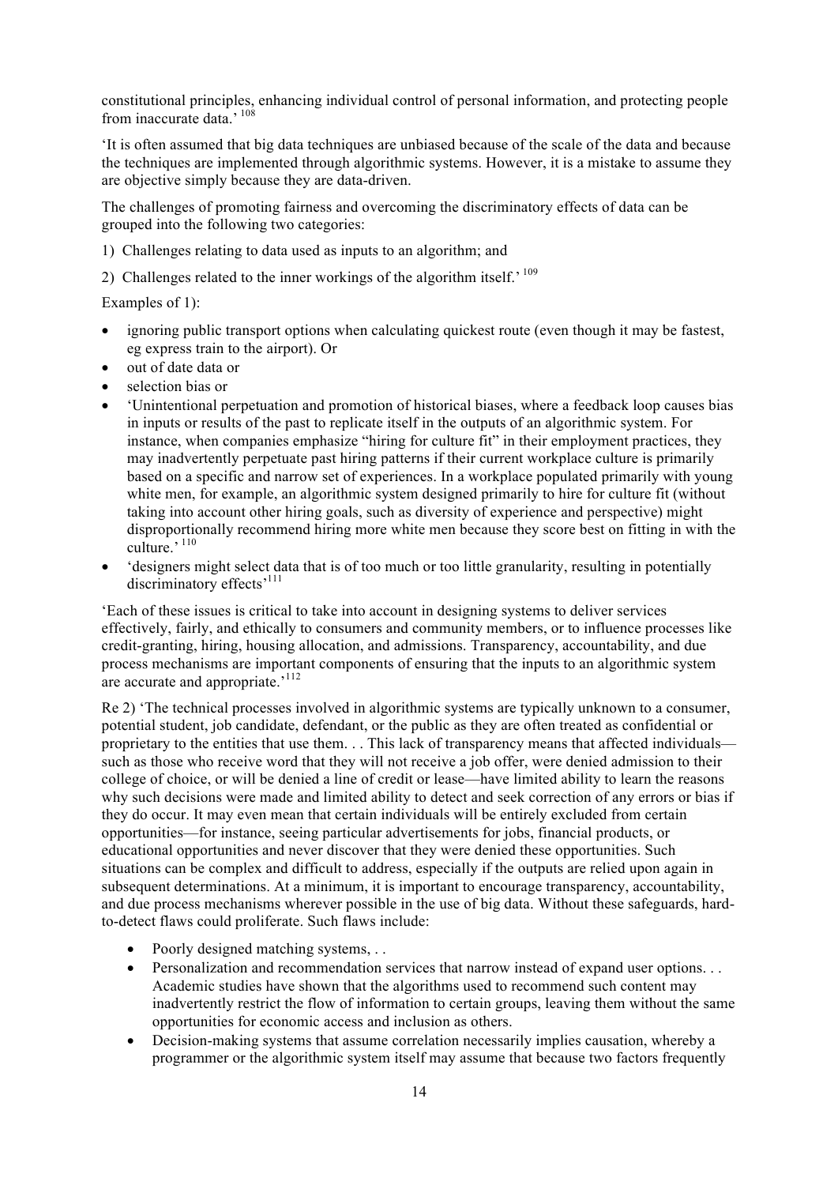constitutional principles, enhancing individual control of personal information, and protecting people from inaccurate data.' [108]

'It is often assumed that big data techniques are unbiased because of the scale of the data and because the techniques are implemented through algorithmic systems. However, it is a mistake to assume they are objective simply because they are data-driven.

The challenges of promoting fairness and overcoming the discriminatory effects of data can be grouped into the following two categories:

1) Challenges relating to data used as inputs to an algorithm; and

2) Challenges related to the inner workings of the algorithm itself.' [109]

Examples of 1):

- ignoring public transport options when calculating quickest route (even though it may be fastest, eg express train to the airport). Or
- out of date data or
- selection bias or
- 'Unintentional perpetuation and promotion of historical biases, where a feedback loop causes bias in inputs or results of the past to replicate itself in the outputs of an algorithmic system. For instance, when companies emphasize "hiring for culture fit" in their employment practices, they may inadvertently perpetuate past hiring patterns if their current workplace culture is primarily based on a specific and narrow set of experiences. In a workplace populated primarily with young white men, for example, an algorithmic system designed primarily to hire for culture fit (without taking into account other hiring goals, such as diversity of experience and perspective) might disproportionally recommend hiring more white men because they score best on fitting in with the culture.' [110]
- 'designers might select data that is of too much or too little granularity, resulting in potentially discriminatory effects'[111]

'Each of these issues is critical to take into account in designing systems to deliver services effectively, fairly, and ethically to consumers and community members, or to influence processes like credit-granting, hiring, housing allocation, and admissions. Transparency, accountability, and due process mechanisms are important components of ensuring that the inputs to an algorithmic system are accurate and appropriate.'[112]

Re 2) 'The technical processes involved in algorithmic systems are typically unknown to a consumer, potential student, job candidate, defendant, or the public as they are often treated as confidential or proprietary to the entities that use them. . . This lack of transparency means that affected individuals—such as those who receive word that they will not receive a job offer, were denied admission to their college of choice, or will be denied a line of credit or lease—have limited ability to learn the reasons why such decisions were made and limited ability to detect and seek correction of any errors or bias if they do occur. It may even mean that certain individuals will be entirely excluded from certain opportunities—for instance, seeing particular advertisements for jobs, financial products, or educational opportunities and never discover that they were denied these opportunities. Such situations can be complex and difficult to address, especially if the outputs are relied upon again in subsequent determinations. At a minimum, it is important to encourage transparency, accountability, and due process mechanisms wherever possible in the use of big data. Without these safeguards, hard-to-detect flaws could proliferate. Such flaws include:

- Poorly designed matching systems, . .
- Personalization and recommendation services that narrow instead of expand user options. . . Academic studies have shown that the algorithms used to recommend such content may inadvertently restrict the flow of information to certain groups, leaving them without the same opportunities for economic access and inclusion as others.
- Decision-making systems that assume correlation necessarily implies causation, whereby a programmer or the algorithmic system itself may assume that because two factors frequently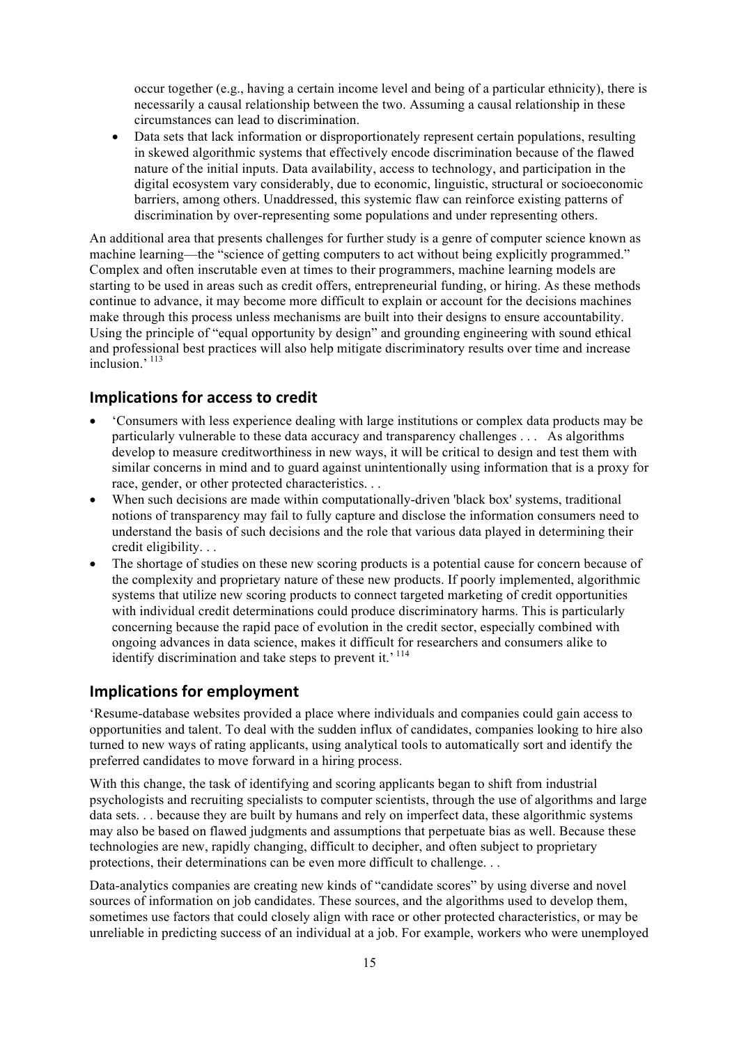occur together (e.g., having a certain income level and being of a particular ethnicity), there is necessarily a causal relationship between the two. Assuming a causal relationship in these circumstances can lead to discrimination.

- Data sets that lack information or disproportionately represent certain populations, resulting in skewed algorithmic systems that effectively encode discrimination because of the flawed nature of the initial inputs. Data availability, access to technology, and participation in the digital ecosystem vary considerably, due to economic, linguistic, structural or socioeconomic barriers, among others. Unaddressed, this systemic flaw can reinforce existing patterns of discrimination by over-representing some populations and under representing others.

An additional area that presents challenges for further study is a genre of computer science known as machine learning—the "science of getting computers to act without being explicitly programmed." Complex and often inscrutable even at times to their programmers, machine learning models are starting to be used in areas such as credit offers, entrepreneurial funding, or hiring. As these methods continue to advance, it may become more difficult to explain or account for the decisions machines make through this process unless mechanisms are built into their designs to ensure accountability. Using the principle of "equal opportunity by design" and grounding engineering with sound ethical and professional best practices will also help mitigate discriminatory results over time and increase inclusion.' [113]

## Implications for access to credit

- 'Consumers with less experience dealing with large institutions or complex data products may be particularly vulnerable to these data accuracy and transparency challenges . . . As algorithms develop to measure creditworthiness in new ways, it will be critical to design and test them with similar concerns in mind and to guard against unintentionally using information that is a proxy for race, gender, or other protected characteristics. . .
- When such decisions are made within computationally-driven 'black box' systems, traditional notions of transparency may fail to fully capture and disclose the information consumers need to understand the basis of such decisions and the role that various data played in determining their credit eligibility. . .
- The shortage of studies on these new scoring products is a potential cause for concern because of the complexity and proprietary nature of these new products. If poorly implemented, algorithmic systems that utilize new scoring products to connect targeted marketing of credit opportunities with individual credit determinations could produce discriminatory harms. This is particularly concerning because the rapid pace of evolution in the credit sector, especially combined with ongoing advances in data science, makes it difficult for researchers and consumers alike to identify discrimination and take steps to prevent it.' [114]

## Implications for employment

'Resume-database websites provided a place where individuals and companies could gain access to opportunities and talent. To deal with the sudden influx of candidates, companies looking to hire also turned to new ways of rating applicants, using analytical tools to automatically sort and identify the preferred candidates to move forward in a hiring process.

With this change, the task of identifying and scoring applicants began to shift from industrial psychologists and recruiting specialists to computer scientists, through the use of algorithms and large data sets. . . because they are built by humans and rely on imperfect data, these algorithmic systems may also be based on flawed judgments and assumptions that perpetuate bias as well. Because these technologies are new, rapidly changing, difficult to decipher, and often subject to proprietary protections, their determinations can be even more difficult to challenge. . .

Data-analytics companies are creating new kinds of "candidate scores" by using diverse and novel sources of information on job candidates. These sources, and the algorithms used to develop them, sometimes use factors that could closely align with race or other protected characteristics, or may be unreliable in predicting success of an individual at a job. For example, workers who were unemployed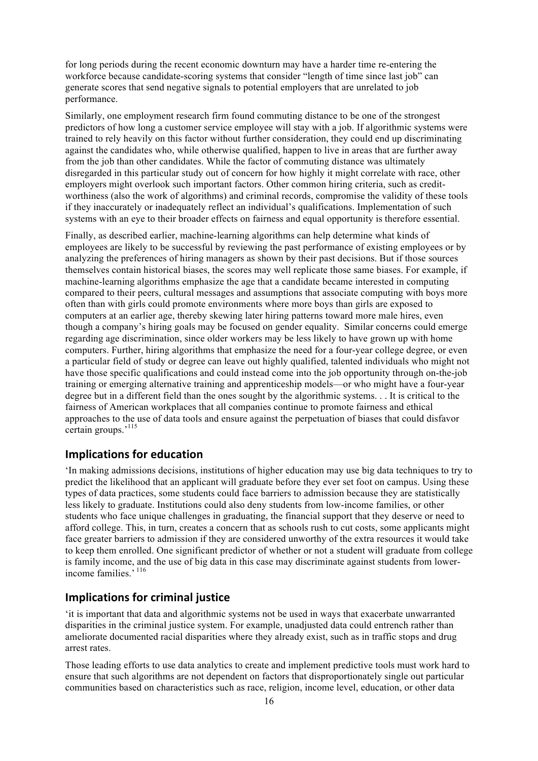for long periods during the recent economic downturn may have a harder time re-entering the workforce because candidate-scoring systems that consider "length of time since last job" can generate scores that send negative signals to potential employers that are unrelated to job performance.

Similarly, one employment research firm found commuting distance to be one of the strongest predictors of how long a customer service employee will stay with a job. If algorithmic systems were trained to rely heavily on this factor without further consideration, they could end up discriminating against the candidates who, while otherwise qualified, happen to live in areas that are further away from the job than other candidates. While the factor of commuting distance was ultimately disregarded in this particular study out of concern for how highly it might correlate with race, other employers might overlook such important factors. Other common hiring criteria, such as credit-worthiness (also the work of algorithms) and criminal records, compromise the validity of these tools if they inaccurately or inadequately reflect an individual's qualifications. Implementation of such systems with an eye to their broader effects on fairness and equal opportunity is therefore essential.

Finally, as described earlier, machine-learning algorithms can help determine what kinds of employees are likely to be successful by reviewing the past performance of existing employees or by analyzing the preferences of hiring managers as shown by their past decisions. But if those sources themselves contain historical biases, the scores may well replicate those same biases. For example, if machine-learning algorithms emphasize the age that a candidate became interested in computing compared to their peers, cultural messages and assumptions that associate computing with boys more often than with girls could promote environments where more boys than girls are exposed to computers at an earlier age, thereby skewing later hiring patterns toward more male hires, even though a company's hiring goals may be focused on gender equality. Similar concerns could emerge regarding age discrimination, since older workers may be less likely to have grown up with home computers. Further, hiring algorithms that emphasize the need for a four-year college degree, or even a particular field of study or degree can leave out highly qualified, talented individuals who might not have those specific qualifications and could instead come into the job opportunity through on-the-job training or emerging alternative training and apprenticeship models—or who might have a four-year degree but in a different field than the ones sought by the algorithmic systems. . . It is critical to the fairness of American workplaces that all companies continue to promote fairness and ethical approaches to the use of data tools and ensure against the perpetuation of biases that could disfavor certain groups.'[115]

## Implications for education

'In making admissions decisions, institutions of higher education may use big data techniques to try to predict the likelihood that an applicant will graduate before they ever set foot on campus. Using these types of data practices, some students could face barriers to admission because they are statistically less likely to graduate. Institutions could also deny students from low-income families, or other students who face unique challenges in graduating, the financial support that they deserve or need to afford college. This, in turn, creates a concern that as schools rush to cut costs, some applicants might face greater barriers to admission if they are considered unworthy of the extra resources it would take to keep them enrolled. One significant predictor of whether or not a student will graduate from college is family income, and the use of big data in this case may discriminate against students from lower-income families.'[116]

## Implications for criminal justice

'it is important that data and algorithmic systems not be used in ways that exacerbate unwarranted disparities in the criminal justice system. For example, unadjusted data could entrench rather than ameliorate documented racial disparities where they already exist, such as in traffic stops and drug arrest rates.

Those leading efforts to use data analytics to create and implement predictive tools must work hard to ensure that such algorithms are not dependent on factors that disproportionately single out particular communities based on characteristics such as race, religion, income level, education, or other data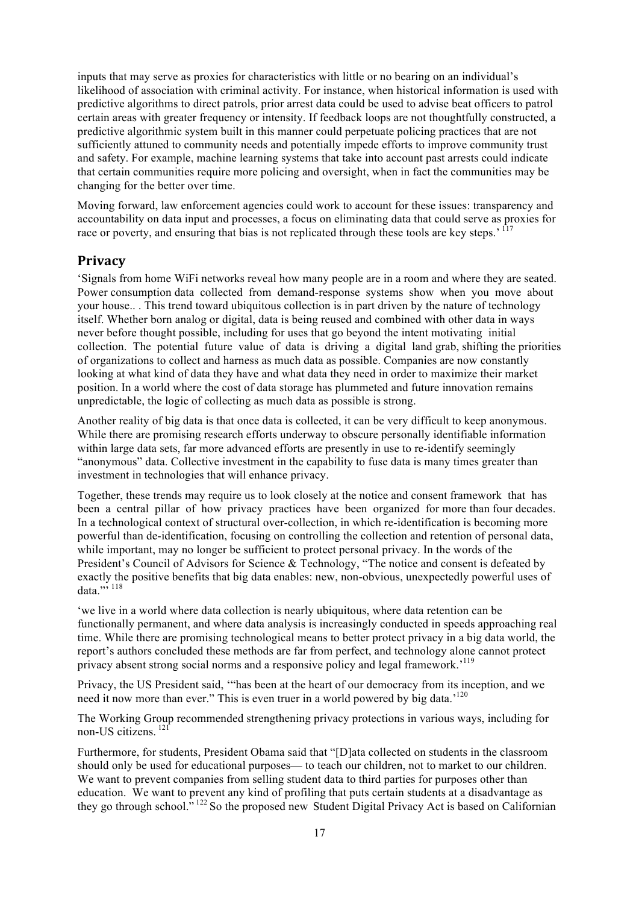inputs that may serve as proxies for characteristics with little or no bearing on an individual's likelihood of association with criminal activity. For instance, when historical information is used with predictive algorithms to direct patrols, prior arrest data could be used to advise beat officers to patrol certain areas with greater frequency or intensity. If feedback loops are not thoughtfully constructed, a predictive algorithmic system built in this manner could perpetuate policing practices that are not sufficiently attuned to community needs and potentially impede efforts to improve community trust and safety. For example, machine learning systems that take into account past arrests could indicate that certain communities require more policing and oversight, when in fact the communities may be changing for the better over time.

Moving forward, law enforcement agencies could work to account for these issues: transparency and accountability on data input and processes, a focus on eliminating data that could serve as proxies for race or poverty, and ensuring that bias is not replicated through these tools are key steps.' [117]

## Privacy

'Signals from home WiFi networks reveal how many people are in a room and where they are seated. Power consumption data collected from demand-response systems show when you move about your house.. . This trend toward ubiquitous collection is in part driven by the nature of technology itself. Whether born analog or digital, data is being reused and combined with other data in ways never before thought possible, including for uses that go beyond the intent motivating initial collection. The potential future value of data is driving a digital land grab, shifting the priorities of organizations to collect and harness as much data as possible. Companies are now constantly looking at what kind of data they have and what data they need in order to maximize their market position. In a world where the cost of data storage has plummeted and future innovation remains unpredictable, the logic of collecting as much data as possible is strong.

Another reality of big data is that once data is collected, it can be very difficult to keep anonymous. While there are promising research efforts underway to obscure personally identifiable information within large data sets, far more advanced efforts are presently in use to re-identify seemingly "anonymous" data. Collective investment in the capability to fuse data is many times greater than investment in technologies that will enhance privacy.

Together, these trends may require us to look closely at the notice and consent framework that has been a central pillar of how privacy practices have been organized for more than four decades. In a technological context of structural over-collection, in which re-identification is becoming more powerful than de-identification, focusing on controlling the collection and retention of personal data, while important, may no longer be sufficient to protect personal privacy. In the words of the President's Council of Advisors for Science & Technology, "The notice and consent is defeated by exactly the positive benefits that big data enables: new, non-obvious, unexpectedly powerful uses of data."' [118]

'we live in a world where data collection is nearly ubiquitous, where data retention can be functionally permanent, and where data analysis is increasingly conducted in speeds approaching real time. While there are promising technological means to better protect privacy in a big data world, the report's authors concluded these methods are far from perfect, and technology alone cannot protect privacy absent strong social norms and a responsive policy and legal framework.'[119]

Privacy, the US President said, '"has been at the heart of our democracy from its inception, and we need it now more than ever." This is even truer in a world powered by big data.'[120]

The Working Group recommended strengthening privacy protections in various ways, including for non-US citizens. [121]

Furthermore, for students, President Obama said that "[D]ata collected on students in the classroom should only be used for educational purposes— to teach our children, not to market to our children. We want to prevent companies from selling student data to third parties for purposes other than education. We want to prevent any kind of profiling that puts certain students at a disadvantage as they go through school." [122] So the proposed new Student Digital Privacy Act is based on Californian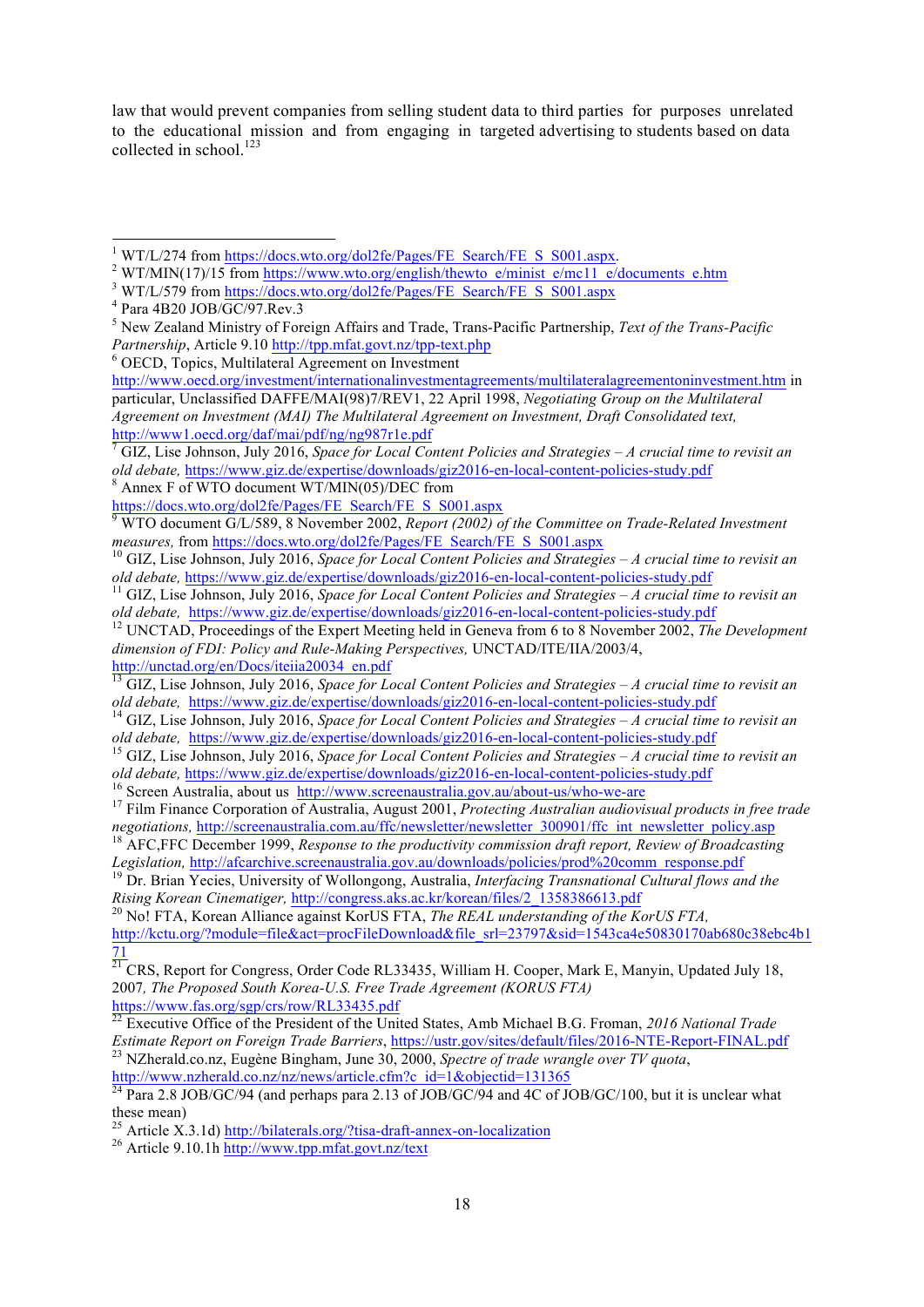law that would prevent companies from selling student data to third parties for purposes unrelated to the educational mission and from engaging in targeted advertising to students based on data collected in school.[123]

---

[1] WT/L/274 from https://docs.wto.org/dol2fe/Pages/FE_Search/FE_S_S001.aspx.

[2] WT/MIN(17)/15 from https://www.wto.org/english/thewto_e/minist_e/mc11_e/documents_e.htm

[3] WT/L/579 from https://docs.wto.org/dol2fe/Pages/FE_Search/FE_S_S001.aspx

[4] Para 4B20 JOB/GC/97.Rev.3

[5] New Zealand Ministry of Foreign Affairs and Trade, Trans-Pacific Partnership, *Text of the Trans-Pacific Partnership*, Article 9.10 http://tpp.mfat.govt.nz/tpp-text.php

[6] OECD, Topics, Multilateral Agreement on Investment http://www.oecd.org/investment/internationalinvestmentagreements/multilateralagreementoninvestment.htm in particular, Unclassified DAFFE/MAI(98)7/REV1, 22 April 1998, *Negotiating Group on the Multilateral Agreement on Investment (MAI) The Multilateral Agreement on Investment, Draft Consolidated text,* http://www1.oecd.org/daf/mai/pdf/ng/ng987r1e.pdf

[7] GIZ, Lise Johnson, July 2016, *Space for Local Content Policies and Strategies – A crucial time to revisit an old debate,* https://www.giz.de/expertise/downloads/giz2016-en-local-content-policies-study.pdf

[8] Annex F of WTO document WT/MIN(05)/DEC from https://docs.wto.org/dol2fe/Pages/FE_Search/FE_S_S001.aspx

[9] WTO document G/L/589, 8 November 2002, *Report (2002) of the Committee on Trade-Related Investment measures,* from https://docs.wto.org/dol2fe/Pages/FE_Search/FE_S_S001.aspx

[10] GIZ, Lise Johnson, July 2016, *Space for Local Content Policies and Strategies – A crucial time to revisit an old debate,* https://www.giz.de/expertise/downloads/giz2016-en-local-content-policies-study.pdf

[11] GIZ, Lise Johnson, July 2016, *Space for Local Content Policies and Strategies – A crucial time to revisit an old debate,* https://www.giz.de/expertise/downloads/giz2016-en-local-content-policies-study.pdf

[12] UNCTAD, Proceedings of the Expert Meeting held in Geneva from 6 to 8 November 2002, *The Development dimension of FDI: Policy and Rule-Making Perspectives,* UNCTAD/ITE/IIA/2003/4, http://unctad.org/en/Docs/iteiia20034_en.pdf

[13] GIZ, Lise Johnson, July 2016, *Space for Local Content Policies and Strategies – A crucial time to revisit an old debate,* https://www.giz.de/expertise/downloads/giz2016-en-local-content-policies-study.pdf

[14] GIZ, Lise Johnson, July 2016, *Space for Local Content Policies and Strategies – A crucial time to revisit an old debate,* https://www.giz.de/expertise/downloads/giz2016-en-local-content-policies-study.pdf

[15] GIZ, Lise Johnson, July 2016, *Space for Local Content Policies and Strategies – A crucial time to revisit an old debate,* https://www.giz.de/expertise/downloads/giz2016-en-local-content-policies-study.pdf

[16] Screen Australia, about us http://www.screenaustralia.gov.au/about-us/who-we-are

[17] Film Finance Corporation of Australia, August 2001, *Protecting Australian audiovisual products in free trade negotiations,* http://screenaustralia.com.au/ffc/newsletter/newsletter_300901/ffc_int_newsletter_policy.asp

[18] AFC,FFC December 1999, *Response to the productivity commission draft report, Review of Broadcasting Legislation,* http://afcarchive.screenaustralia.gov.au/downloads/policies/prod%20comm_response.pdf

[19] Dr. Brian Yecies, University of Wollongong, Australia, *Interfacing Transnational Cultural flows and the Rising Korean Cinematiger,* http://congress.aks.ac.kr/korean/files/2_1358386613.pdf

[20] No! FTA, Korean Alliance against KorUS FTA, *The REAL understanding of the KorUS FTA,* http://kctu.org/?module=file&act=procFileDownload&file_srl=23797&sid=1543ca4e50830170ab680c38ebc4b171

[21] CRS, Report for Congress, Order Code RL33435, William H. Cooper, Mark E, Manyin, Updated July 18, 2007*, The Proposed South Korea-U.S. Free Trade Agreement (KORUS FTA)* https://www.fas.org/sgp/crs/row/RL33435.pdf

[22] Executive Office of the President of the United States, Amb Michael B.G. Froman, *2016 National Trade Estimate Report on Foreign Trade Barriers*, https://ustr.gov/sites/default/files/2016-NTE-Report-FINAL.pdf

[23] NZherald.co.nz, Eugène Bingham, June 30, 2000, *Spectre of trade wrangle over TV quota*, http://www.nzherald.co.nz/nz/news/article.cfm?c_id=1&objectid=131365

[24] Para 2.8 JOB/GC/94 (and perhaps para 2.13 of JOB/GC/94 and 4C of JOB/GC/100, but it is unclear what these mean)

[25] Article X.3.1d) http://bilaterals.org/?tisa-draft-annex-on-localization

[26] Article 9.10.1h http://www.tpp.mfat.govt.nz/text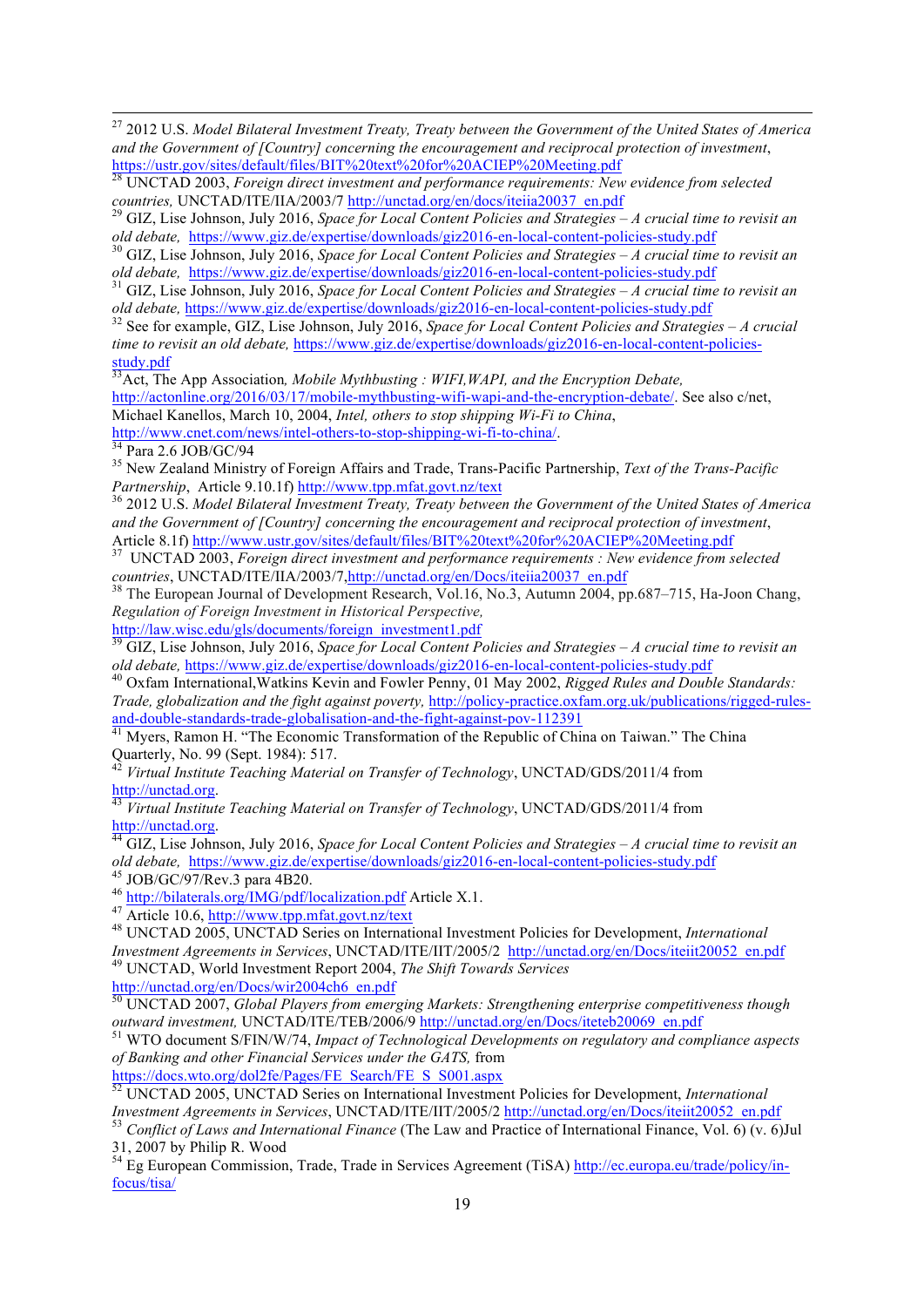[27] 2012 U.S. *Model Bilateral Investment Treaty, Treaty between the Government of the United States of America and the Government of [Country] concerning the encouragement and reciprocal protection of investment*, https://ustr.gov/sites/default/files/BIT%20text%20for%20ACIEP%20Meeting.pdf

[28] UNCTAD 2003, *Foreign direct investment and performance requirements: New evidence from selected countries,* UNCTAD/ITE/IIA/2003/7 http://unctad.org/en/docs/iteiia20037_en.pdf

[29] GIZ, Lise Johnson, July 2016, *Space for Local Content Policies and Strategies – A crucial time to revisit an old debate,* https://www.giz.de/expertise/downloads/giz2016-en-local-content-policies-study.pdf

[30] GIZ, Lise Johnson, July 2016, *Space for Local Content Policies and Strategies – A crucial time to revisit an old debate,* https://www.giz.de/expertise/downloads/giz2016-en-local-content-policies-study.pdf

[31] GIZ, Lise Johnson, July 2016, *Space for Local Content Policies and Strategies – A crucial time to revisit an old debate,* https://www.giz.de/expertise/downloads/giz2016-en-local-content-policies-study.pdf

[32] See for example, GIZ, Lise Johnson, July 2016, *Space for Local Content Policies and Strategies – A crucial time to revisit an old debate,* https://www.giz.de/expertise/downloads/giz2016-en-local-content-policies-study.pdf

[33] Act, The App Association*, Mobile Mythbusting : WIFI,WAPI, and the Encryption Debate,* http://actonline.org/2016/03/17/mobile-mythbusting-wifi-wapi-and-the-encryption-debate/. See also c/net, Michael Kanellos, March 10, 2004, *Intel, others to stop shipping Wi-Fi to China*, http://www.cnet.com/news/intel-others-to-stop-shipping-wi-fi-to-china/.

[34] Para 2.6 JOB/GC/94

[35] New Zealand Ministry of Foreign Affairs and Trade, Trans-Pacific Partnership, *Text of the Trans-Pacific Partnership*, Article 9.10.1f) http://www.tpp.mfat.govt.nz/text

[36] 2012 U.S. *Model Bilateral Investment Treaty, Treaty between the Government of the United States of America and the Government of [Country] concerning the encouragement and reciprocal protection of investment*, Article 8.1f) http://www.ustr.gov/sites/default/files/BIT%20text%20for%20ACIEP%20Meeting.pdf

[37] UNCTAD 2003, *Foreign direct investment and performance requirements : New evidence from selected countries*, UNCTAD/ITE/IIA/2003/7,http://unctad.org/en/Docs/iteiia20037_en.pdf

[38] The European Journal of Development Research, Vol.16, No.3, Autumn 2004, pp.687–715, Ha-Joon Chang, *Regulation of Foreign Investment in Historical Perspective,* http://law.wisc.edu/gls/documents/foreign_investment1.pdf

[39] GIZ, Lise Johnson, July 2016, *Space for Local Content Policies and Strategies – A crucial time to revisit an old debate,* https://www.giz.de/expertise/downloads/giz2016-en-local-content-policies-study.pdf

[40] Oxfam International,Watkins Kevin and Fowler Penny, 01 May 2002, *Rigged Rules and Double Standards: Trade, globalization and the fight against poverty,* http://policy-practice.oxfam.org.uk/publications/rigged-rules-and-double-standards-trade-globalisation-and-the-fight-against-pov-112391

[41] Myers, Ramon H. "The Economic Transformation of the Republic of China on Taiwan." The China Quarterly, No. 99 (Sept. 1984): 517.

[42] *Virtual Institute Teaching Material on Transfer of Technology*, UNCTAD/GDS/2011/4 from http://unctad.org.

[43] *Virtual Institute Teaching Material on Transfer of Technology*, UNCTAD/GDS/2011/4 from http://unctad.org.

[44] GIZ, Lise Johnson, July 2016, *Space for Local Content Policies and Strategies – A crucial time to revisit an old debate,* https://www.giz.de/expertise/downloads/giz2016-en-local-content-policies-study.pdf

[45] JOB/GC/97/Rev.3 para 4B20.

[46] http://bilaterals.org/IMG/pdf/localization.pdf Article X.1.

[47] Article 10.6, http://www.tpp.mfat.govt.nz/text

[48] UNCTAD 2005, UNCTAD Series on International Investment Policies for Development, *International Investment Agreements in Services*, UNCTAD/ITE/IIT/2005/2 http://unctad.org/en/Docs/iteiit20052_en.pdf

[49] UNCTAD, World Investment Report 2004, *The Shift Towards Services* http://unctad.org/en/Docs/wir2004ch6_en.pdf

[50] UNCTAD 2007, *Global Players from emerging Markets: Strengthening enterprise competitiveness though outward investment,* UNCTAD/ITE/TEB/2006/9 http://unctad.org/en/Docs/iteteb20069_en.pdf

[51] WTO document S/FIN/W/74, *Impact of Technological Developments on regulatory and compliance aspects of Banking and other Financial Services under the GATS,* from https://docs.wto.org/dol2fe/Pages/FE_Search/FE_S_S001.aspx

[52] UNCTAD 2005, UNCTAD Series on International Investment Policies for Development, *International Investment Agreements in Services*, UNCTAD/ITE/IIT/2005/2 http://unctad.org/en/Docs/iteiit20052_en.pdf

[53] *Conflict of Laws and International Finance* (The Law and Practice of International Finance, Vol. 6) (v. 6)Jul 31, 2007 by Philip R. Wood

[54] Eg European Commission, Trade, Trade in Services Agreement (TiSA) http://ec.europa.eu/trade/policy/in-focus/tisa/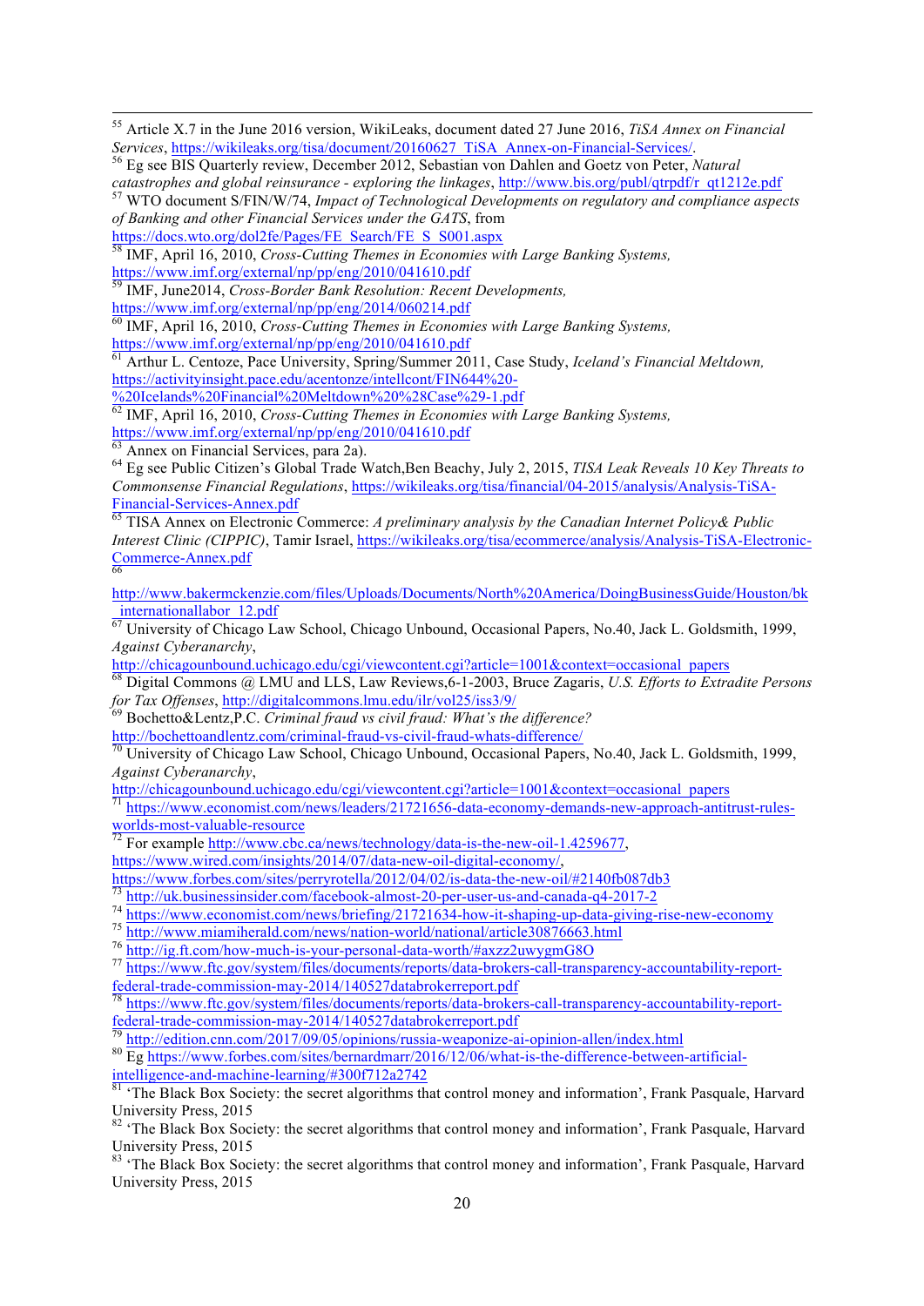[55] Article X.7 in the June 2016 version, WikiLeaks, document dated 27 June 2016, *TiSA Annex on Financial Services*, https://wikileaks.org/tisa/document/20160627_TiSA_Annex-on-Financial-Services/.

[56] Eg see BIS Quarterly review, December 2012, Sebastian von Dahlen and Goetz von Peter, *Natural catastrophes and global reinsurance - exploring the linkages*, http://www.bis.org/publ/qtrpdf/r_qt1212e.pdf

[57] WTO document S/FIN/W/74, *Impact of Technological Developments on regulatory and compliance aspects of Banking and other Financial Services under the GATS*, from https://docs.wto.org/dol2fe/Pages/FE_Search/FE_S_S001.aspx

[58] IMF, April 16, 2010, *Cross-Cutting Themes in Economies with Large Banking Systems,* https://www.imf.org/external/np/pp/eng/2010/041610.pdf

[59] IMF, June2014, *Cross-Border Bank Resolution: Recent Developments,* https://www.imf.org/external/np/pp/eng/2014/060214.pdf

[60] IMF, April 16, 2010, *Cross-Cutting Themes in Economies with Large Banking Systems,* https://www.imf.org/external/np/pp/eng/2010/041610.pdf

[61] Arthur L. Centoze, Pace University, Spring/Summer 2011, Case Study, *Iceland's Financial Meltdown,* https://activityinsight.pace.edu/acentonze/intellcont/FIN644%20-%20Icelands%20Financial%20Meltdown%20%28Case%29-1.pdf

[62] IMF, April 16, 2010, *Cross-Cutting Themes in Economies with Large Banking Systems,* https://www.imf.org/external/np/pp/eng/2010/041610.pdf

[63] Annex on Financial Services, para 2a).

[64] Eg see Public Citizen's Global Trade Watch,Ben Beachy, July 2, 2015, *TISA Leak Reveals 10 Key Threats to Commonsense Financial Regulations*, https://wikileaks.org/tisa/financial/04-2015/analysis/Analysis-TiSA-Financial-Services-Annex.pdf

[65] TISA Annex on Electronic Commerce: *A preliminary analysis by the Canadian Internet Policy& Public Interest Clinic (CIPPIC)*, Tamir Israel, https://wikileaks.org/tisa/ecommerce/analysis/Analysis-TiSA-Electronic-Commerce-Annex.pdf

[66] http://www.bakermckenzie.com/files/Uploads/Documents/North%20America/DoingBusinessGuide/Houston/bk_internationallabor_12.pdf

[67] University of Chicago Law School, Chicago Unbound, Occasional Papers, No.40, Jack L. Goldsmith, 1999, *Against Cyberanarchy*, http://chicagounbound.uchicago.edu/cgi/viewcontent.cgi?article=1001&context=occasional_papers

[68] Digital Commons @ LMU and LLS, Law Reviews,6-1-2003, Bruce Zagaris, *U.S. Efforts to Extradite Persons for Tax Offenses*, http://digitalcommons.lmu.edu/ilr/vol25/iss3/9/

[69] Bochetto&Lentz,P.C. *Criminal fraud vs civil fraud: What's the difference?* http://bochettoandlentz.com/criminal-fraud-vs-civil-fraud-whats-difference/

[70] University of Chicago Law School, Chicago Unbound, Occasional Papers, No.40, Jack L. Goldsmith, 1999, *Against Cyberanarchy*, http://chicagounbound.uchicago.edu/cgi/viewcontent.cgi?article=1001&context=occasional_papers

[71] https://www.economist.com/news/leaders/21721656-data-economy-demands-new-approach-antitrust-rules-worlds-most-valuable-resource

[72] For example http://www.cbc.ca/news/technology/data-is-the-new-oil-1.4259677, https://www.wired.com/insights/2014/07/data-new-oil-digital-economy/, https://www.forbes.com/sites/perryrotella/2012/04/02/is-data-the-new-oil/#2140fb087db3

[73] http://uk.businessinsider.com/facebook-almost-20-per-user-us-and-canada-q4-2017-2

[74] https://www.economist.com/news/briefing/21721634-how-it-shaping-up-data-giving-rise-new-economy

[75] http://www.miamiherald.com/news/nation-world/national/article30876663.html

[76] http://ig.ft.com/how-much-is-your-personal-data-worth/#axzz2uwygmG8O

[77] https://www.ftc.gov/system/files/documents/reports/data-brokers-call-transparency-accountability-report-federal-trade-commission-may-2014/140527databrokerreport.pdf

[78] https://www.ftc.gov/system/files/documents/reports/data-brokers-call-transparency-accountability-report-federal-trade-commission-may-2014/140527databrokerreport.pdf

[79] http://edition.cnn.com/2017/09/05/opinions/russia-weaponize-ai-opinion-allen/index.html

[80] Eg https://www.forbes.com/sites/bernardmarr/2016/12/06/what-is-the-difference-between-artificial-intelligence-and-machine-learning/#300f712a2742

[81] 'The Black Box Society: the secret algorithms that control money and information', Frank Pasquale, Harvard University Press, 2015

[82] 'The Black Box Society: the secret algorithms that control money and information', Frank Pasquale, Harvard University Press, 2015

[83] 'The Black Box Society: the secret algorithms that control money and information', Frank Pasquale, Harvard University Press, 2015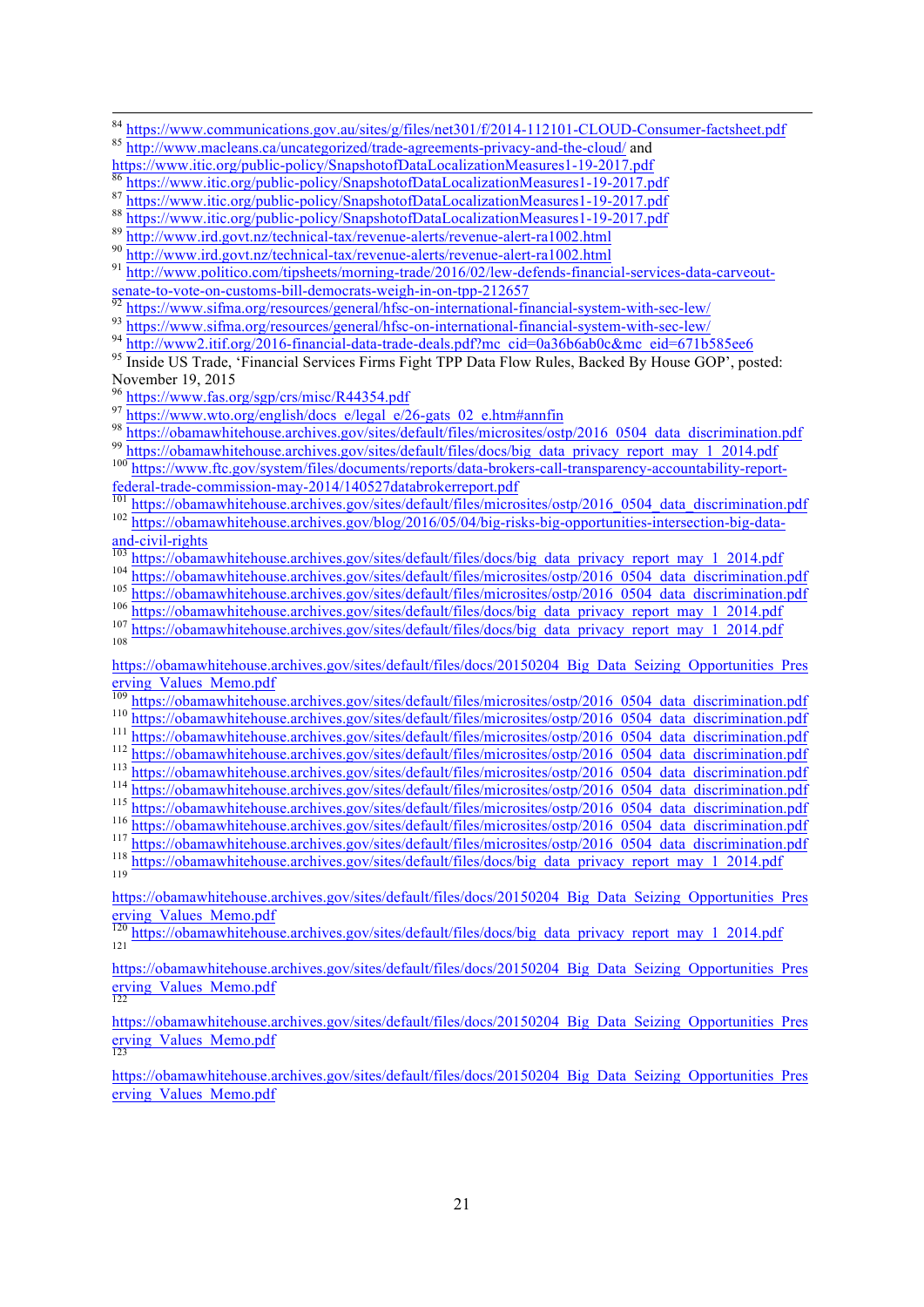[84] https://www.communications.gov.au/sites/g/files/net301/f/2014-112101-CLOUD-Consumer-factsheet.pdf

[85] http://www.macleans.ca/uncategorized/trade-agreements-privacy-and-the-cloud/ and https://www.itic.org/public-policy/SnapshotofDataLocalizationMeasures1-19-2017.pdf

[86] https://www.itic.org/public-policy/SnapshotofDataLocalizationMeasures1-19-2017.pdf

[87] https://www.itic.org/public-policy/SnapshotofDataLocalizationMeasures1-19-2017.pdf

[88] https://www.itic.org/public-policy/SnapshotofDataLocalizationMeasures1-19-2017.pdf

[89] http://www.ird.govt.nz/technical-tax/revenue-alerts/revenue-alert-ra1002.html

[90] http://www.ird.govt.nz/technical-tax/revenue-alerts/revenue-alert-ra1002.html

[91] http://www.politico.com/tipsheets/morning-trade/2016/02/lew-defends-financial-services-data-carveout-senate-to-vote-on-customs-bill-democrats-weigh-in-on-tpp-212657

[92] https://www.sifma.org/resources/general/hfsc-on-international-financial-system-with-sec-lew/

[93] https://www.sifma.org/resources/general/hfsc-on-international-financial-system-with-sec-lew/

[94] http://www2.itif.org/2016-financial-data-trade-deals.pdf?mc_cid=0a36b6ab0c&mc_eid=671b585ee6

[95] Inside US Trade, 'Financial Services Firms Fight TPP Data Flow Rules, Backed By House GOP', posted: November 19, 2015

[96] https://www.fas.org/sgp/crs/misc/R44354.pdf

[97] https://www.wto.org/english/docs_e/legal_e/26-gats_02_e.htm#annfin

[98] https://obamawhitehouse.archives.gov/sites/default/files/microsites/ostp/2016_0504_data_discrimination.pdf

[99] https://obamawhitehouse.archives.gov/sites/default/files/docs/big_data_privacy_report_may_1_2014.pdf

[100] https://www.ftc.gov/system/files/documents/reports/data-brokers-call-transparency-accountability-report-federal-trade-commission-may-2014/140527databrokerreport.pdf

[101] https://obamawhitehouse.archives.gov/sites/default/files/microsites/ostp/2016_0504_data_discrimination.pdf

[102] https://obamawhitehouse.archives.gov/blog/2016/05/04/big-risks-big-opportunities-intersection-big-data-and-civil-rights

[103] https://obamawhitehouse.archives.gov/sites/default/files/docs/big_data_privacy_report_may_1_2014.pdf

[104] https://obamawhitehouse.archives.gov/sites/default/files/microsites/ostp/2016_0504_data_discrimination.pdf

[105] https://obamawhitehouse.archives.gov/sites/default/files/microsites/ostp/2016_0504_data_discrimination.pdf

[106] https://obamawhitehouse.archives.gov/sites/default/files/docs/big_data_privacy_report_may_1_2014.pdf

[107] https://obamawhitehouse.archives.gov/sites/default/files/docs/big_data_privacy_report_may_1_2014.pdf

[108] https://obamawhitehouse.archives.gov/sites/default/files/docs/20150204_Big_Data_Seizing_Opportunities_Preserving_Values_Memo.pdf

[109] https://obamawhitehouse.archives.gov/sites/default/files/microsites/ostp/2016_0504_data_discrimination.pdf

[110] https://obamawhitehouse.archives.gov/sites/default/files/microsites/ostp/2016_0504_data_discrimination.pdf

[111] https://obamawhitehouse.archives.gov/sites/default/files/microsites/ostp/2016_0504_data_discrimination.pdf

[112] https://obamawhitehouse.archives.gov/sites/default/files/microsites/ostp/2016_0504_data_discrimination.pdf

[113] https://obamawhitehouse.archives.gov/sites/default/files/microsites/ostp/2016_0504_data_discrimination.pdf

[114] https://obamawhitehouse.archives.gov/sites/default/files/microsites/ostp/2016_0504_data_discrimination.pdf

[115] https://obamawhitehouse.archives.gov/sites/default/files/microsites/ostp/2016_0504_data_discrimination.pdf

[116] https://obamawhitehouse.archives.gov/sites/default/files/microsites/ostp/2016_0504_data_discrimination.pdf

[117] https://obamawhitehouse.archives.gov/sites/default/files/microsites/ostp/2016_0504_data_discrimination.pdf

[118] https://obamawhitehouse.archives.gov/sites/default/files/docs/big_data_privacy_report_may_1_2014.pdf

[119] https://obamawhitehouse.archives.gov/sites/default/files/docs/20150204_Big_Data_Seizing_Opportunities_Preserving_Values_Memo.pdf

[120] https://obamawhitehouse.archives.gov/sites/default/files/docs/big_data_privacy_report_may_1_2014.pdf

[121] https://obamawhitehouse.archives.gov/sites/default/files/docs/20150204_Big_Data_Seizing_Opportunities_Preserving_Values_Memo.pdf

[122] https://obamawhitehouse.archives.gov/sites/default/files/docs/20150204_Big_Data_Seizing_Opportunities_Preserving_Values_Memo.pdf

[123] https://obamawhitehouse.archives.gov/sites/default/files/docs/20150204_Big_Data_Seizing_Opportunities_Preserving_Values_Memo.pdf